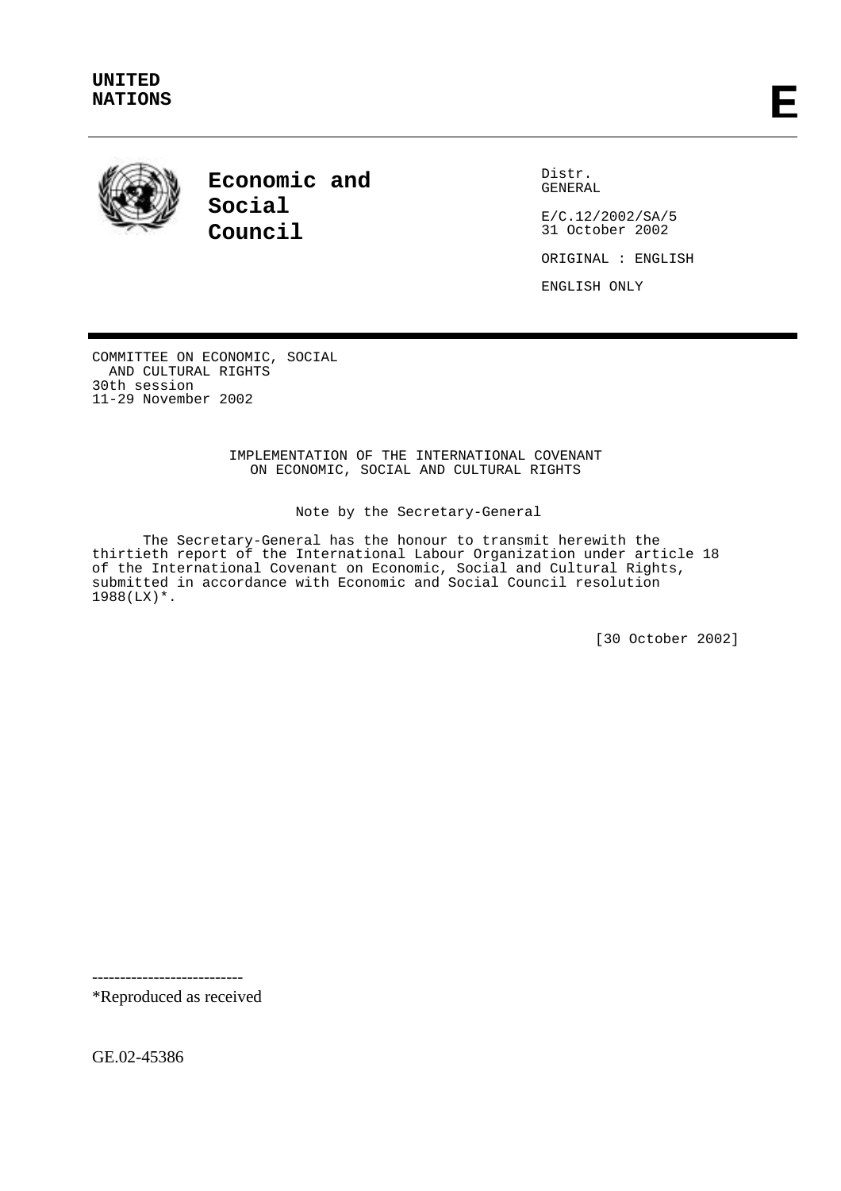**UNITED NATIONS** **E**

**Economic and Social Council**

Distr.
GENERAL

E/C.12/2002/SA/5
31 October 2002

ORIGINAL : ENGLISH

ENGLISH ONLY

COMMITTEE ON ECONOMIC, SOCIAL
AND CULTURAL RIGHTS
30th session
11-29 November 2002

IMPLEMENTATION OF THE INTERNATIONAL COVENANT
ON ECONOMIC, SOCIAL AND CULTURAL RIGHTS

Note by the Secretary-General

The Secretary-General has the honour to transmit herewith the thirtieth report of the International Labour Organization under article 18 of the International Covenant on Economic, Social and Cultural Rights, submitted in accordance with Economic and Social Council resolution 1988(LX)*.

[30 October 2002]

---------------------------
*Reproduced as received

GE.02-45386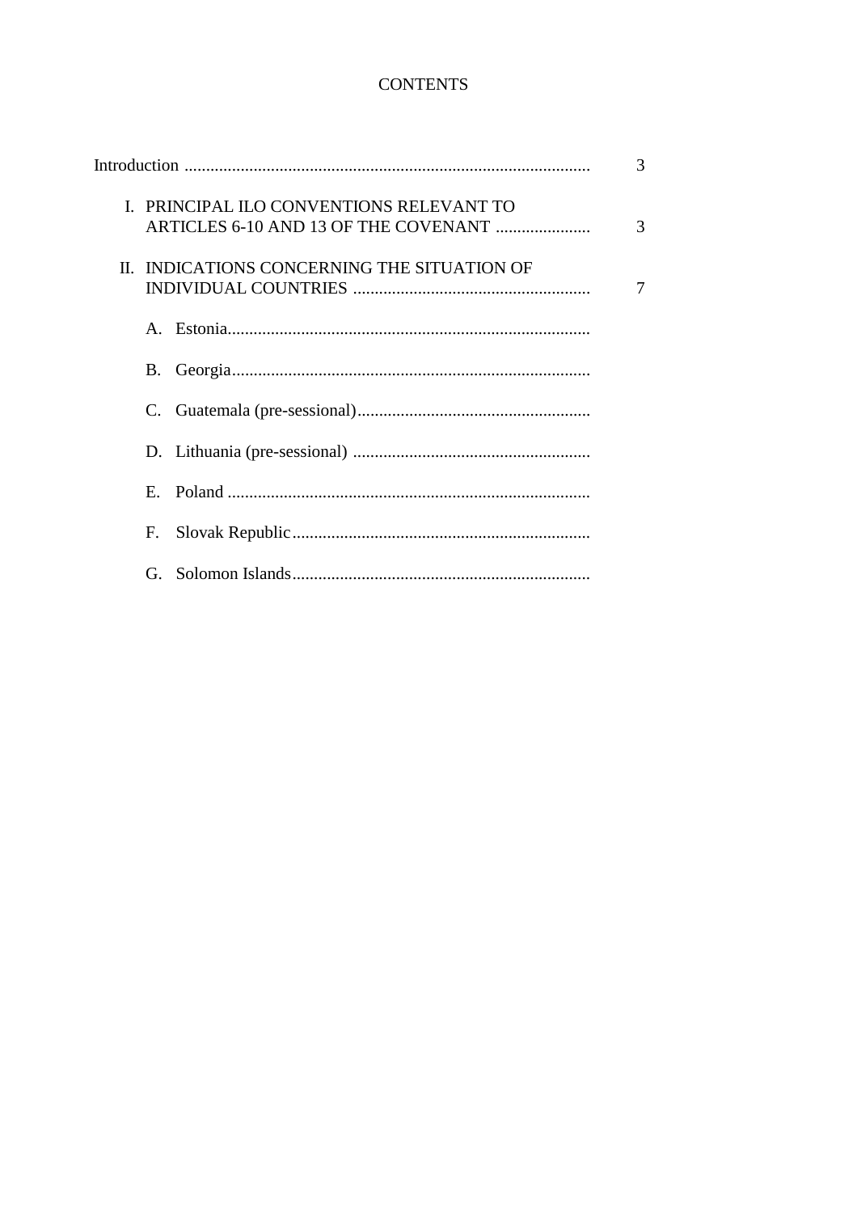# CONTENTS

| | |
|---|---|
| Introduction | 3 |
| I. PRINCIPAL ILO CONVENTIONS RELEVANT TO ARTICLES 6-10 AND 13 OF THE COVENANT | 3 |
| II. INDICATIONS CONCERNING THE SITUATION OF INDIVIDUAL COUNTRIES | 7 |
| A. Estonia | |
| B. Georgia | |
| C. Guatemala (pre-sessional) | |
| D. Lithuania (pre-sessional) | |
| E. Poland | |
| F. Slovak Republic | |
| G. Solomon Islands | |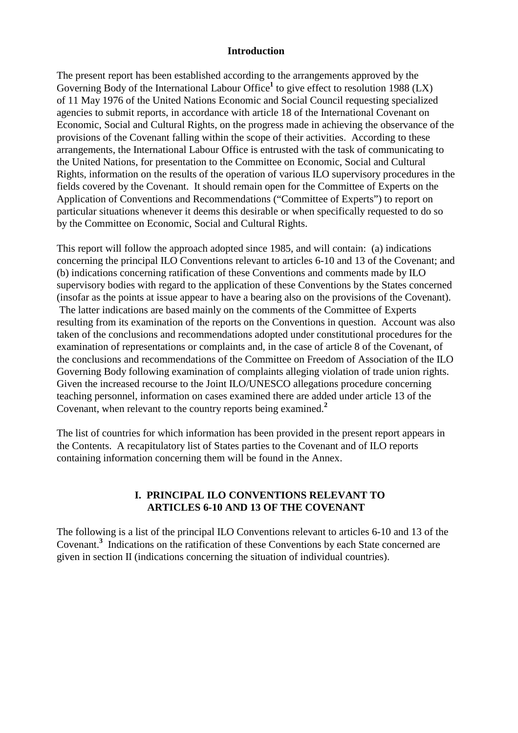## Introduction

The present report has been established according to the arrangements approved by the Governing Body of the International Labour Office[1] to give effect to resolution 1988 (LX) of 11 May 1976 of the United Nations Economic and Social Council requesting specialized agencies to submit reports, in accordance with article 18 of the International Covenant on Economic, Social and Cultural Rights, on the progress made in achieving the observance of the provisions of the Covenant falling within the scope of their activities. According to these arrangements, the International Labour Office is entrusted with the task of communicating to the United Nations, for presentation to the Committee on Economic, Social and Cultural Rights, information on the results of the operation of various ILO supervisory procedures in the fields covered by the Covenant. It should remain open for the Committee of Experts on the Application of Conventions and Recommendations ("Committee of Experts") to report on particular situations whenever it deems this desirable or when specifically requested to do so by the Committee on Economic, Social and Cultural Rights.

This report will follow the approach adopted since 1985, and will contain: (a) indications concerning the principal ILO Conventions relevant to articles 6-10 and 13 of the Covenant; and (b) indications concerning ratification of these Conventions and comments made by ILO supervisory bodies with regard to the application of these Conventions by the States concerned (insofar as the points at issue appear to have a bearing also on the provisions of the Covenant). The latter indications are based mainly on the comments of the Committee of Experts resulting from its examination of the reports on the Conventions in question. Account was also taken of the conclusions and recommendations adopted under constitutional procedures for the examination of representations or complaints and, in the case of article 8 of the Covenant, of the conclusions and recommendations of the Committee on Freedom of Association of the ILO Governing Body following examination of complaints alleging violation of trade union rights. Given the increased recourse to the Joint ILO/UNESCO allegations procedure concerning teaching personnel, information on cases examined there are added under article 13 of the Covenant, when relevant to the country reports being examined.[2]

The list of countries for which information has been provided in the present report appears in the Contents. A recapitulatory list of States parties to the Covenant and of ILO reports containing information concerning them will be found in the Annex.

## I. PRINCIPAL ILO CONVENTIONS RELEVANT TO ARTICLES 6-10 AND 13 OF THE COVENANT

The following is a list of the principal ILO Conventions relevant to articles 6-10 and 13 of the Covenant.[3] Indications on the ratification of these Conventions by each State concerned are given in section II (indications concerning the situation of individual countries).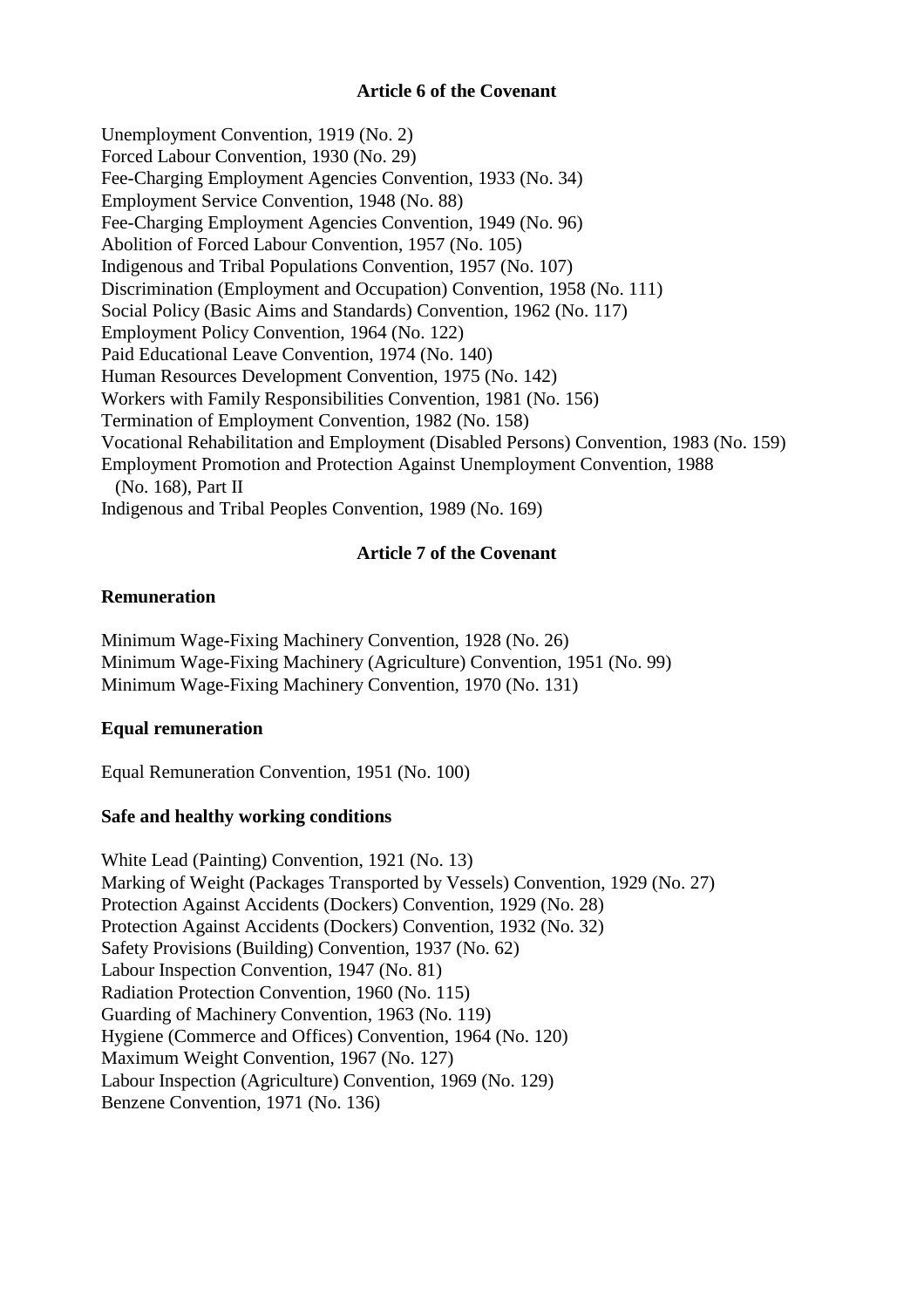**Article 6 of the Covenant**

Unemployment Convention, 1919 (No. 2)
Forced Labour Convention, 1930 (No. 29)
Fee-Charging Employment Agencies Convention, 1933 (No. 34)
Employment Service Convention, 1948 (No. 88)
Fee-Charging Employment Agencies Convention, 1949 (No. 96)
Abolition of Forced Labour Convention, 1957 (No. 105)
Indigenous and Tribal Populations Convention, 1957 (No. 107)
Discrimination (Employment and Occupation) Convention, 1958 (No. 111)
Social Policy (Basic Aims and Standards) Convention, 1962 (No. 117)
Employment Policy Convention, 1964 (No. 122)
Paid Educational Leave Convention, 1974 (No. 140)
Human Resources Development Convention, 1975 (No. 142)
Workers with Family Responsibilities Convention, 1981 (No. 156)
Termination of Employment Convention, 1982 (No. 158)
Vocational Rehabilitation and Employment (Disabled Persons) Convention, 1983 (No. 159)
Employment Promotion and Protection Against Unemployment Convention, 1988 (No. 168), Part II
Indigenous and Tribal Peoples Convention, 1989 (No. 169)

**Article 7 of the Covenant**

**Remuneration**

Minimum Wage-Fixing Machinery Convention, 1928 (No. 26)
Minimum Wage-Fixing Machinery (Agriculture) Convention, 1951 (No. 99)
Minimum Wage-Fixing Machinery Convention, 1970 (No. 131)

**Equal remuneration**

Equal Remuneration Convention, 1951 (No. 100)

**Safe and healthy working conditions**

White Lead (Painting) Convention, 1921 (No. 13)
Marking of Weight (Packages Transported by Vessels) Convention, 1929 (No. 27)
Protection Against Accidents (Dockers) Convention, 1929 (No. 28)
Protection Against Accidents (Dockers) Convention, 1932 (No. 32)
Safety Provisions (Building) Convention, 1937 (No. 62)
Labour Inspection Convention, 1947 (No. 81)
Radiation Protection Convention, 1960 (No. 115)
Guarding of Machinery Convention, 1963 (No. 119)
Hygiene (Commerce and Offices) Convention, 1964 (No. 120)
Maximum Weight Convention, 1967 (No. 127)
Labour Inspection (Agriculture) Convention, 1969 (No. 129)
Benzene Convention, 1971 (No. 136)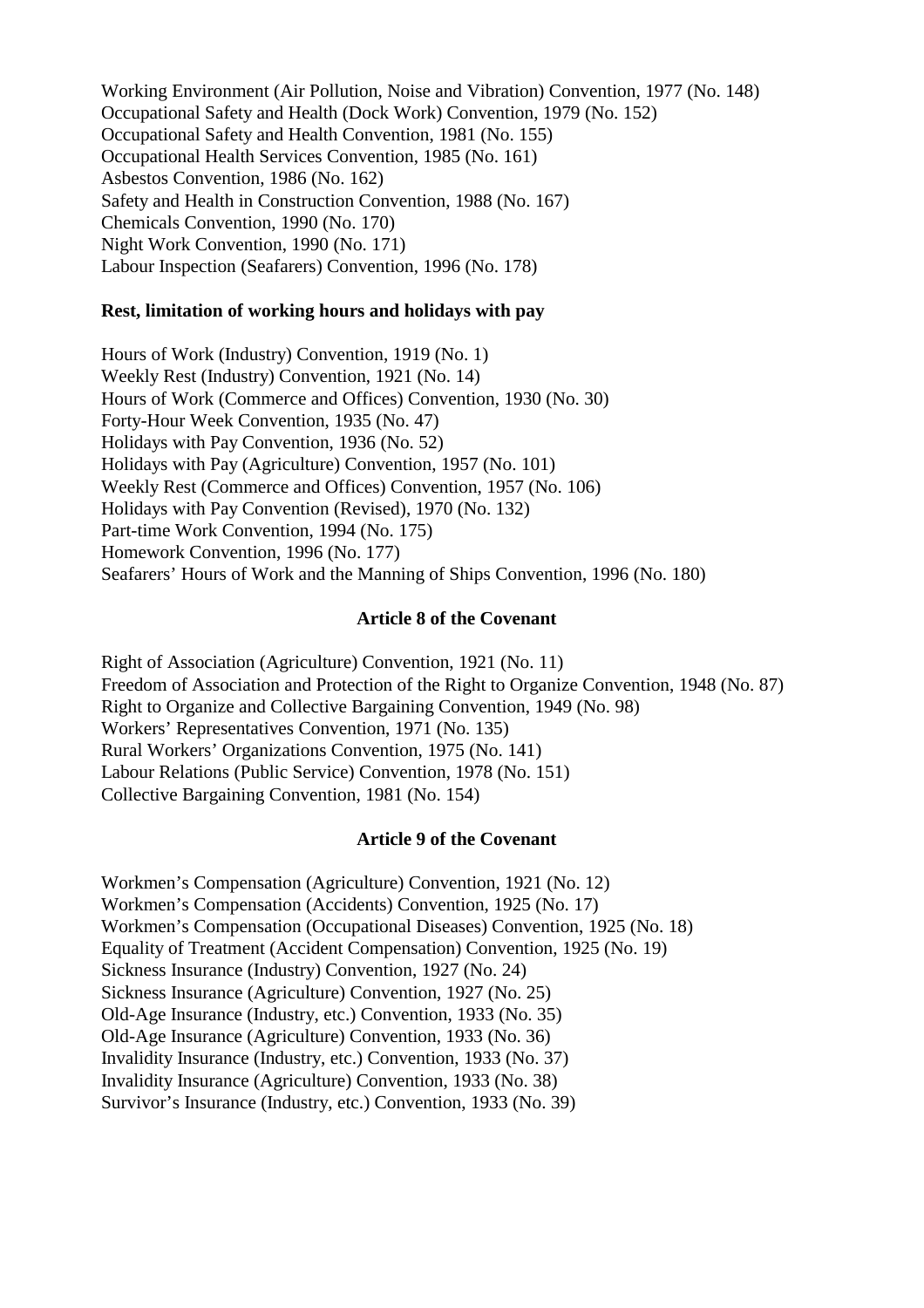Working Environment (Air Pollution, Noise and Vibration) Convention, 1977 (No. 148)
Occupational Safety and Health (Dock Work) Convention, 1979 (No. 152)
Occupational Safety and Health Convention, 1981 (No. 155)
Occupational Health Services Convention, 1985 (No. 161)
Asbestos Convention, 1986 (No. 162)
Safety and Health in Construction Convention, 1988 (No. 167)
Chemicals Convention, 1990 (No. 170)
Night Work Convention, 1990 (No. 171)
Labour Inspection (Seafarers) Convention, 1996 (No. 178)

**Rest, limitation of working hours and holidays with pay**

Hours of Work (Industry) Convention, 1919 (No. 1)
Weekly Rest (Industry) Convention, 1921 (No. 14)
Hours of Work (Commerce and Offices) Convention, 1930 (No. 30)
Forty-Hour Week Convention, 1935 (No. 47)
Holidays with Pay Convention, 1936 (No. 52)
Holidays with Pay (Agriculture) Convention, 1957 (No. 101)
Weekly Rest (Commerce and Offices) Convention, 1957 (No. 106)
Holidays with Pay Convention (Revised), 1970 (No. 132)
Part-time Work Convention, 1994 (No. 175)
Homework Convention, 1996 (No. 177)
Seafarers' Hours of Work and the Manning of Ships Convention, 1996 (No. 180)

**Article 8 of the Covenant**

Right of Association (Agriculture) Convention, 1921 (No. 11)
Freedom of Association and Protection of the Right to Organize Convention, 1948 (No. 87)
Right to Organize and Collective Bargaining Convention, 1949 (No. 98)
Workers' Representatives Convention, 1971 (No. 135)
Rural Workers' Organizations Convention, 1975 (No. 141)
Labour Relations (Public Service) Convention, 1978 (No. 151)
Collective Bargaining Convention, 1981 (No. 154)

**Article 9 of the Covenant**

Workmen's Compensation (Agriculture) Convention, 1921 (No. 12)
Workmen's Compensation (Accidents) Convention, 1925 (No. 17)
Workmen's Compensation (Occupational Diseases) Convention, 1925 (No. 18)
Equality of Treatment (Accident Compensation) Convention, 1925 (No. 19)
Sickness Insurance (Industry) Convention, 1927 (No. 24)
Sickness Insurance (Agriculture) Convention, 1927 (No. 25)
Old-Age Insurance (Industry, etc.) Convention, 1933 (No. 35)
Old-Age Insurance (Agriculture) Convention, 1933 (No. 36)
Invalidity Insurance (Industry, etc.) Convention, 1933 (No. 37)
Invalidity Insurance (Agriculture) Convention, 1933 (No. 38)
Survivor's Insurance (Industry, etc.) Convention, 1933 (No. 39)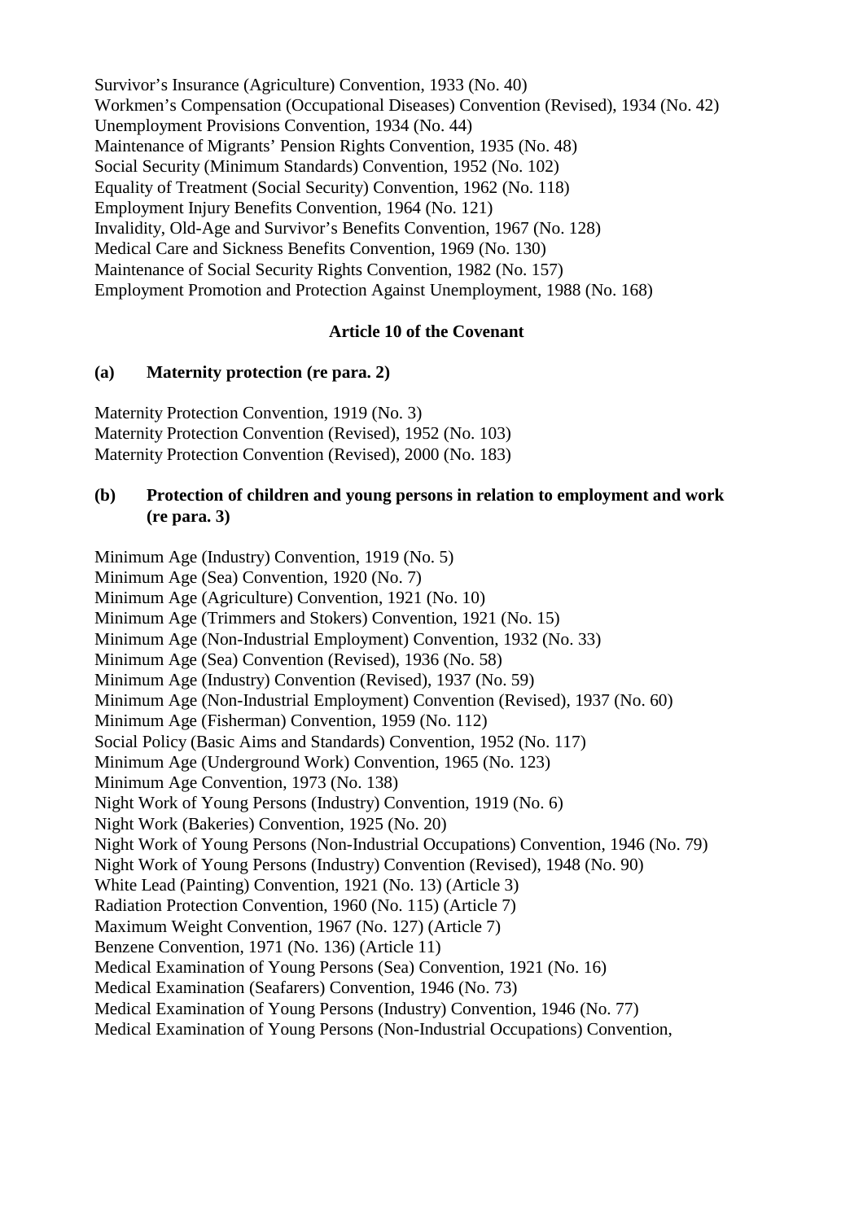Survivor's Insurance (Agriculture) Convention, 1933 (No. 40)
Workmen's Compensation (Occupational Diseases) Convention (Revised), 1934 (No. 42)
Unemployment Provisions Convention, 1934 (No. 44)
Maintenance of Migrants' Pension Rights Convention, 1935 (No. 48)
Social Security (Minimum Standards) Convention, 1952 (No. 102)
Equality of Treatment (Social Security) Convention, 1962 (No. 118)
Employment Injury Benefits Convention, 1964 (No. 121)
Invalidity, Old-Age and Survivor's Benefits Convention, 1967 (No. 128)
Medical Care and Sickness Benefits Convention, 1969 (No. 130)
Maintenance of Social Security Rights Convention, 1982 (No. 157)
Employment Promotion and Protection Against Unemployment, 1988 (No. 168)

**Article 10 of the Covenant**

**(a) Maternity protection (re para. 2)**

Maternity Protection Convention, 1919 (No. 3)
Maternity Protection Convention (Revised), 1952 (No. 103)
Maternity Protection Convention (Revised), 2000 (No. 183)

**(b) Protection of children and young persons in relation to employment and work (re para. 3)**

Minimum Age (Industry) Convention, 1919 (No. 5)
Minimum Age (Sea) Convention, 1920 (No. 7)
Minimum Age (Agriculture) Convention, 1921 (No. 10)
Minimum Age (Trimmers and Stokers) Convention, 1921 (No. 15)
Minimum Age (Non-Industrial Employment) Convention, 1932 (No. 33)
Minimum Age (Sea) Convention (Revised), 1936 (No. 58)
Minimum Age (Industry) Convention (Revised), 1937 (No. 59)
Minimum Age (Non-Industrial Employment) Convention (Revised), 1937 (No. 60)
Minimum Age (Fisherman) Convention, 1959 (No. 112)
Social Policy (Basic Aims and Standards) Convention, 1952 (No. 117)
Minimum Age (Underground Work) Convention, 1965 (No. 123)
Minimum Age Convention, 1973 (No. 138)
Night Work of Young Persons (Industry) Convention, 1919 (No. 6)
Night Work (Bakeries) Convention, 1925 (No. 20)
Night Work of Young Persons (Non-Industrial Occupations) Convention, 1946 (No. 79)
Night Work of Young Persons (Industry) Convention (Revised), 1948 (No. 90)
White Lead (Painting) Convention, 1921 (No. 13) (Article 3)
Radiation Protection Convention, 1960 (No. 115) (Article 7)
Maximum Weight Convention, 1967 (No. 127) (Article 7)
Benzene Convention, 1971 (No. 136) (Article 11)
Medical Examination of Young Persons (Sea) Convention, 1921 (No. 16)
Medical Examination (Seafarers) Convention, 1946 (No. 73)
Medical Examination of Young Persons (Industry) Convention, 1946 (No. 77)
Medical Examination of Young Persons (Non-Industrial Occupations) Convention,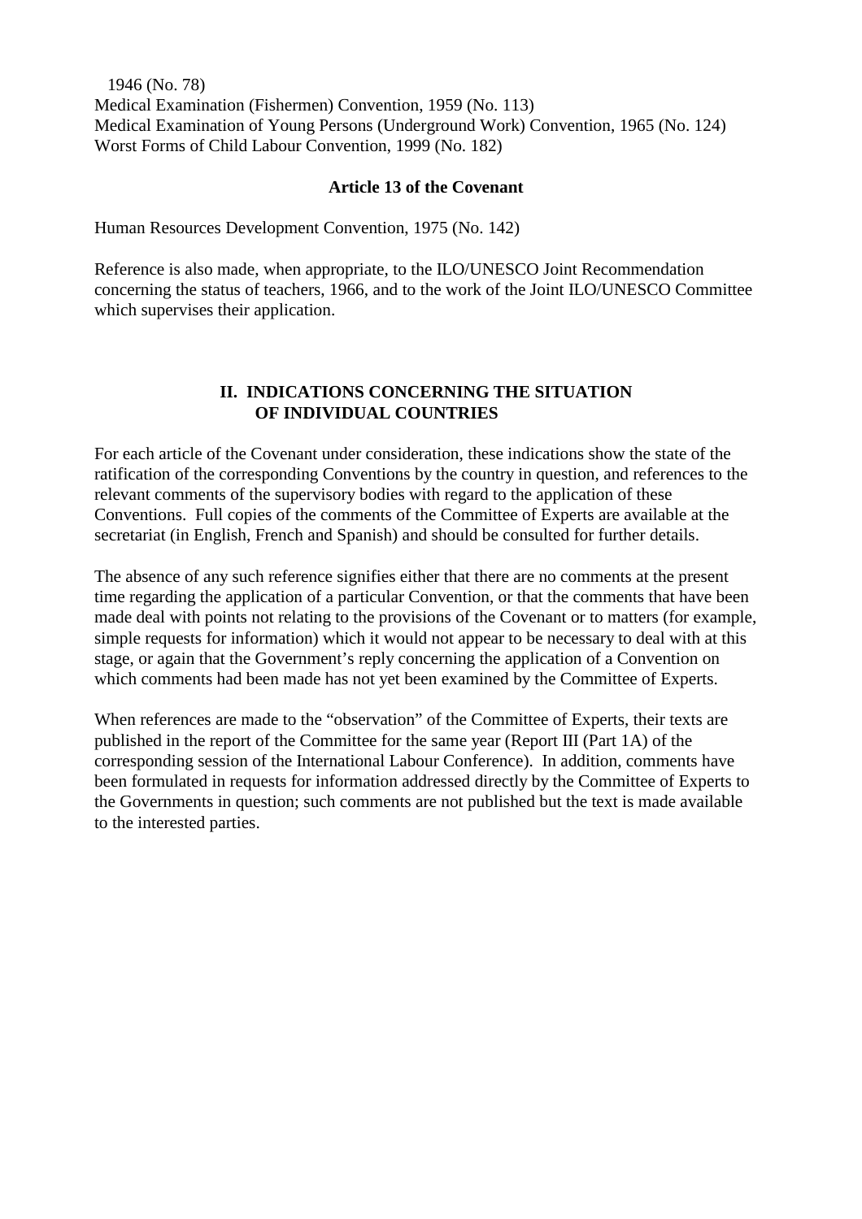1946 (No. 78)
Medical Examination (Fishermen) Convention, 1959 (No. 113)
Medical Examination of Young Persons (Underground Work) Convention, 1965 (No. 124)
Worst Forms of Child Labour Convention, 1999 (No. 182)

**Article 13 of the Covenant**

Human Resources Development Convention, 1975 (No. 142)

Reference is also made, when appropriate, to the ILO/UNESCO Joint Recommendation concerning the status of teachers, 1966, and to the work of the Joint ILO/UNESCO Committee which supervises their application.

## II. INDICATIONS CONCERNING THE SITUATION OF INDIVIDUAL COUNTRIES

For each article of the Covenant under consideration, these indications show the state of the ratification of the corresponding Conventions by the country in question, and references to the relevant comments of the supervisory bodies with regard to the application of these Conventions. Full copies of the comments of the Committee of Experts are available at the secretariat (in English, French and Spanish) and should be consulted for further details.

The absence of any such reference signifies either that there are no comments at the present time regarding the application of a particular Convention, or that the comments that have been made deal with points not relating to the provisions of the Covenant or to matters (for example, simple requests for information) which it would not appear to be necessary to deal with at this stage, or again that the Government's reply concerning the application of a Convention on which comments had been made has not yet been examined by the Committee of Experts.

When references are made to the "observation" of the Committee of Experts, their texts are published in the report of the Committee for the same year (Report III (Part 1A) of the corresponding session of the International Labour Conference). In addition, comments have been formulated in requests for information addressed directly by the Committee of Experts to the Governments in question; such comments are not published but the text is made available to the interested parties.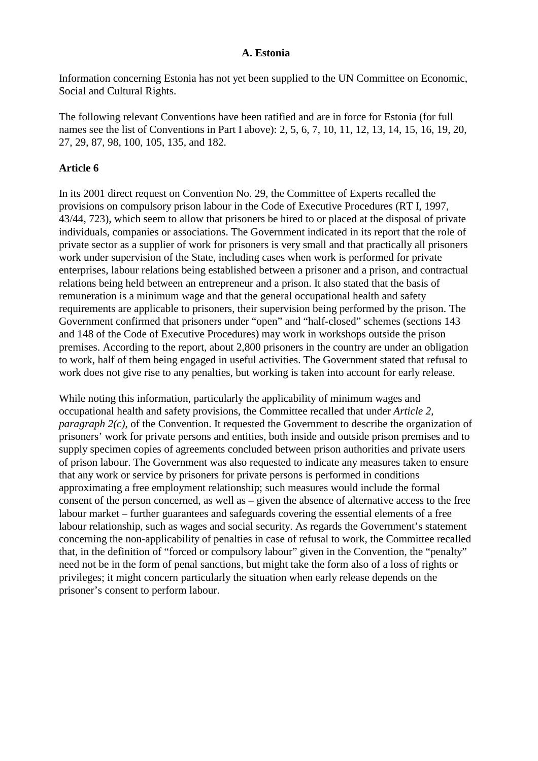## A. Estonia

Information concerning Estonia has not yet been supplied to the UN Committee on Economic, Social and Cultural Rights.

The following relevant Conventions have been ratified and are in force for Estonia (for full names see the list of Conventions in Part I above): 2, 5, 6, 7, 10, 11, 12, 13, 14, 15, 16, 19, 20, 27, 29, 87, 98, 100, 105, 135, and 182.

### Article 6

In its 2001 direct request on Convention No. 29, the Committee of Experts recalled the provisions on compulsory prison labour in the Code of Executive Procedures (RT I, 1997, 43/44, 723), which seem to allow that prisoners be hired to or placed at the disposal of private individuals, companies or associations. The Government indicated in its report that the role of private sector as a supplier of work for prisoners is very small and that practically all prisoners work under supervision of the State, including cases when work is performed for private enterprises, labour relations being established between a prisoner and a prison, and contractual relations being held between an entrepreneur and a prison. It also stated that the basis of remuneration is a minimum wage and that the general occupational health and safety requirements are applicable to prisoners, their supervision being performed by the prison. The Government confirmed that prisoners under "open" and "half-closed" schemes (sections 143 and 148 of the Code of Executive Procedures) may work in workshops outside the prison premises. According to the report, about 2,800 prisoners in the country are under an obligation to work, half of them being engaged in useful activities. The Government stated that refusal to work does not give rise to any penalties, but working is taken into account for early release.

While noting this information, particularly the applicability of minimum wages and occupational health and safety provisions, the Committee recalled that under *Article 2, paragraph 2(c)*, of the Convention. It requested the Government to describe the organization of prisoners' work for private persons and entities, both inside and outside prison premises and to supply specimen copies of agreements concluded between prison authorities and private users of prison labour. The Government was also requested to indicate any measures taken to ensure that any work or service by prisoners for private persons is performed in conditions approximating a free employment relationship; such measures would include the formal consent of the person concerned, as well as – given the absence of alternative access to the free labour market – further guarantees and safeguards covering the essential elements of a free labour relationship, such as wages and social security. As regards the Government's statement concerning the non-applicability of penalties in case of refusal to work, the Committee recalled that, in the definition of "forced or compulsory labour" given in the Convention, the "penalty" need not be in the form of penal sanctions, but might take the form also of a loss of rights or privileges; it might concern particularly the situation when early release depends on the prisoner's consent to perform labour.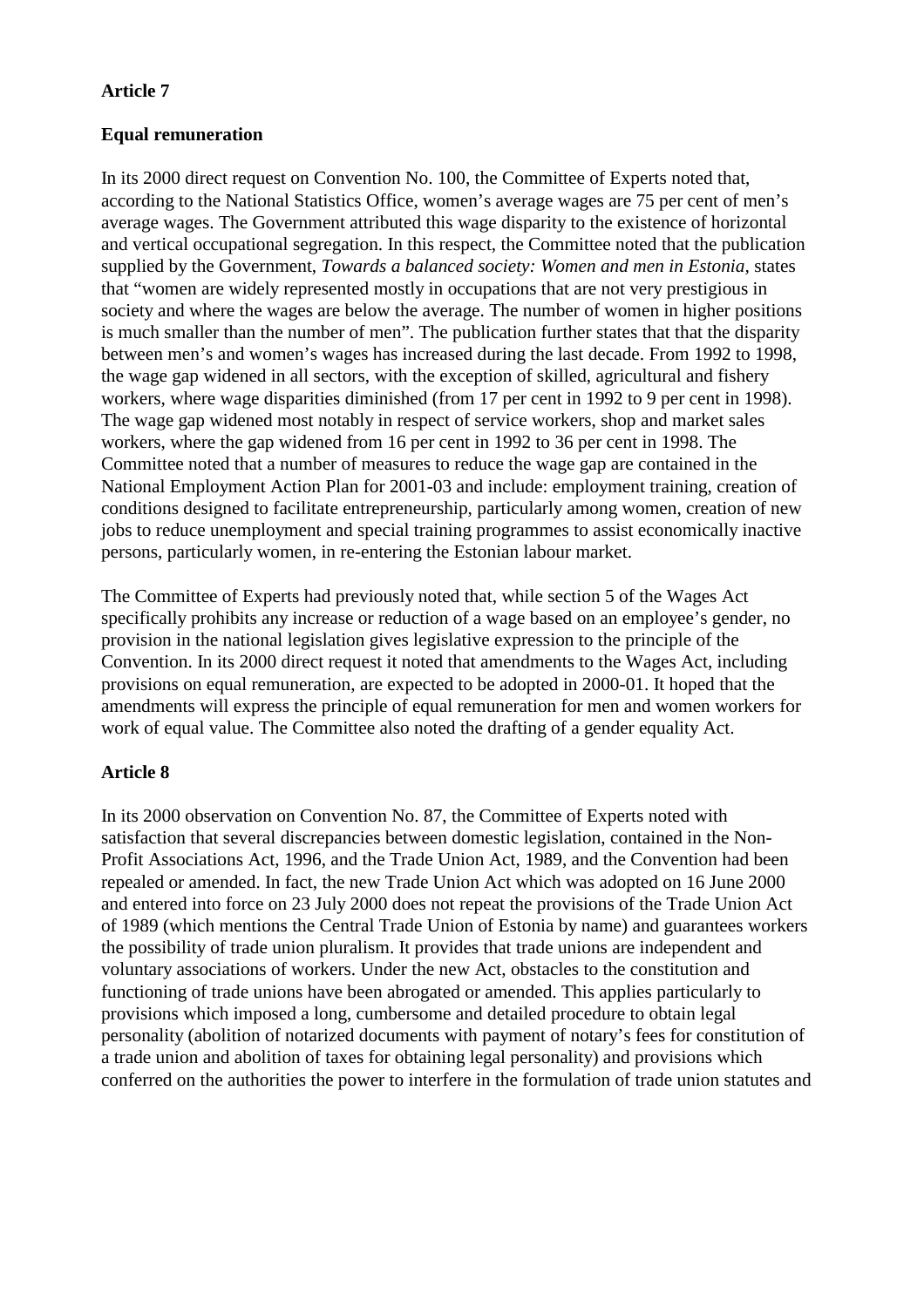**Article 7**

**Equal remuneration**

In its 2000 direct request on Convention No. 100, the Committee of Experts noted that, according to the National Statistics Office, women's average wages are 75 per cent of men's average wages. The Government attributed this wage disparity to the existence of horizontal and vertical occupational segregation. In this respect, the Committee noted that the publication supplied by the Government, *Towards a balanced society: Women and men in Estonia*, states that "women are widely represented mostly in occupations that are not very prestigious in society and where the wages are below the average. The number of women in higher positions is much smaller than the number of men". The publication further states that that the disparity between men's and women's wages has increased during the last decade. From 1992 to 1998, the wage gap widened in all sectors, with the exception of skilled, agricultural and fishery workers, where wage disparities diminished (from 17 per cent in 1992 to 9 per cent in 1998). The wage gap widened most notably in respect of service workers, shop and market sales workers, where the gap widened from 16 per cent in 1992 to 36 per cent in 1998. The Committee noted that a number of measures to reduce the wage gap are contained in the National Employment Action Plan for 2001-03 and include: employment training, creation of conditions designed to facilitate entrepreneurship, particularly among women, creation of new jobs to reduce unemployment and special training programmes to assist economically inactive persons, particularly women, in re-entering the Estonian labour market.

The Committee of Experts had previously noted that, while section 5 of the Wages Act specifically prohibits any increase or reduction of a wage based on an employee's gender, no provision in the national legislation gives legislative expression to the principle of the Convention. In its 2000 direct request it noted that amendments to the Wages Act, including provisions on equal remuneration, are expected to be adopted in 2000-01. It hoped that the amendments will express the principle of equal remuneration for men and women workers for work of equal value. The Committee also noted the drafting of a gender equality Act.

**Article 8**

In its 2000 observation on Convention No. 87, the Committee of Experts noted with satisfaction that several discrepancies between domestic legislation, contained in the Non-Profit Associations Act, 1996, and the Trade Union Act, 1989, and the Convention had been repealed or amended. In fact, the new Trade Union Act which was adopted on 16 June 2000 and entered into force on 23 July 2000 does not repeat the provisions of the Trade Union Act of 1989 (which mentions the Central Trade Union of Estonia by name) and guarantees workers the possibility of trade union pluralism. It provides that trade unions are independent and voluntary associations of workers. Under the new Act, obstacles to the constitution and functioning of trade unions have been abrogated or amended. This applies particularly to provisions which imposed a long, cumbersome and detailed procedure to obtain legal personality (abolition of notarized documents with payment of notary's fees for constitution of a trade union and abolition of taxes for obtaining legal personality) and provisions which conferred on the authorities the power to interfere in the formulation of trade union statutes and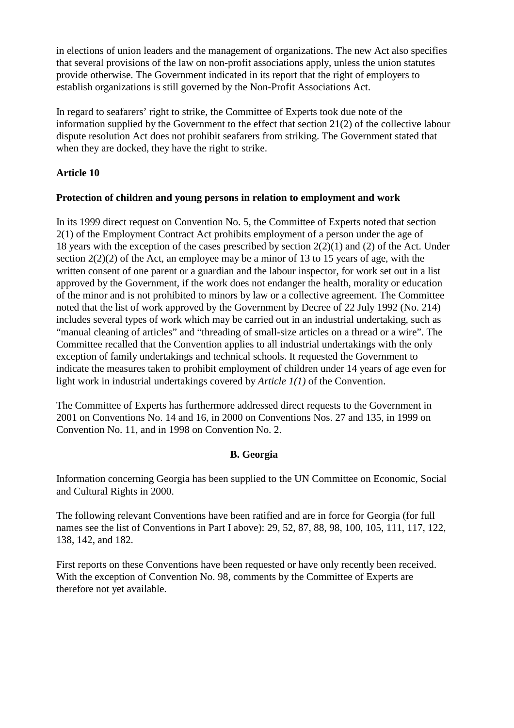in elections of union leaders and the management of organizations. The new Act also specifies that several provisions of the law on non-profit associations apply, unless the union statutes provide otherwise. The Government indicated in its report that the right of employers to establish organizations is still governed by the Non-Profit Associations Act.

In regard to seafarers' right to strike, the Committee of Experts took due note of the information supplied by the Government to the effect that section 21(2) of the collective labour dispute resolution Act does not prohibit seafarers from striking. The Government stated that when they are docked, they have the right to strike.

**Article 10**

**Protection of children and young persons in relation to employment and work**

In its 1999 direct request on Convention No. 5, the Committee of Experts noted that section 2(1) of the Employment Contract Act prohibits employment of a person under the age of 18 years with the exception of the cases prescribed by section 2(2)(1) and (2) of the Act. Under section 2(2)(2) of the Act, an employee may be a minor of 13 to 15 years of age, with the written consent of one parent or a guardian and the labour inspector, for work set out in a list approved by the Government, if the work does not endanger the health, morality or education of the minor and is not prohibited to minors by law or a collective agreement. The Committee noted that the list of work approved by the Government by Decree of 22 July 1992 (No. 214) includes several types of work which may be carried out in an industrial undertaking, such as "manual cleaning of articles" and "threading of small-size articles on a thread or a wire". The Committee recalled that the Convention applies to all industrial undertakings with the only exception of family undertakings and technical schools. It requested the Government to indicate the measures taken to prohibit employment of children under 14 years of age even for light work in industrial undertakings covered by *Article 1(1)* of the Convention.

The Committee of Experts has furthermore addressed direct requests to the Government in 2001 on Conventions No. 14 and 16, in 2000 on Conventions Nos. 27 and 135, in 1999 on Convention No. 11, and in 1998 on Convention No. 2.

## B. Georgia

Information concerning Georgia has been supplied to the UN Committee on Economic, Social and Cultural Rights in 2000.

The following relevant Conventions have been ratified and are in force for Georgia (for full names see the list of Conventions in Part I above): 29, 52, 87, 88, 98, 100, 105, 111, 117, 122, 138, 142, and 182.

First reports on these Conventions have been requested or have only recently been received. With the exception of Convention No. 98, comments by the Committee of Experts are therefore not yet available.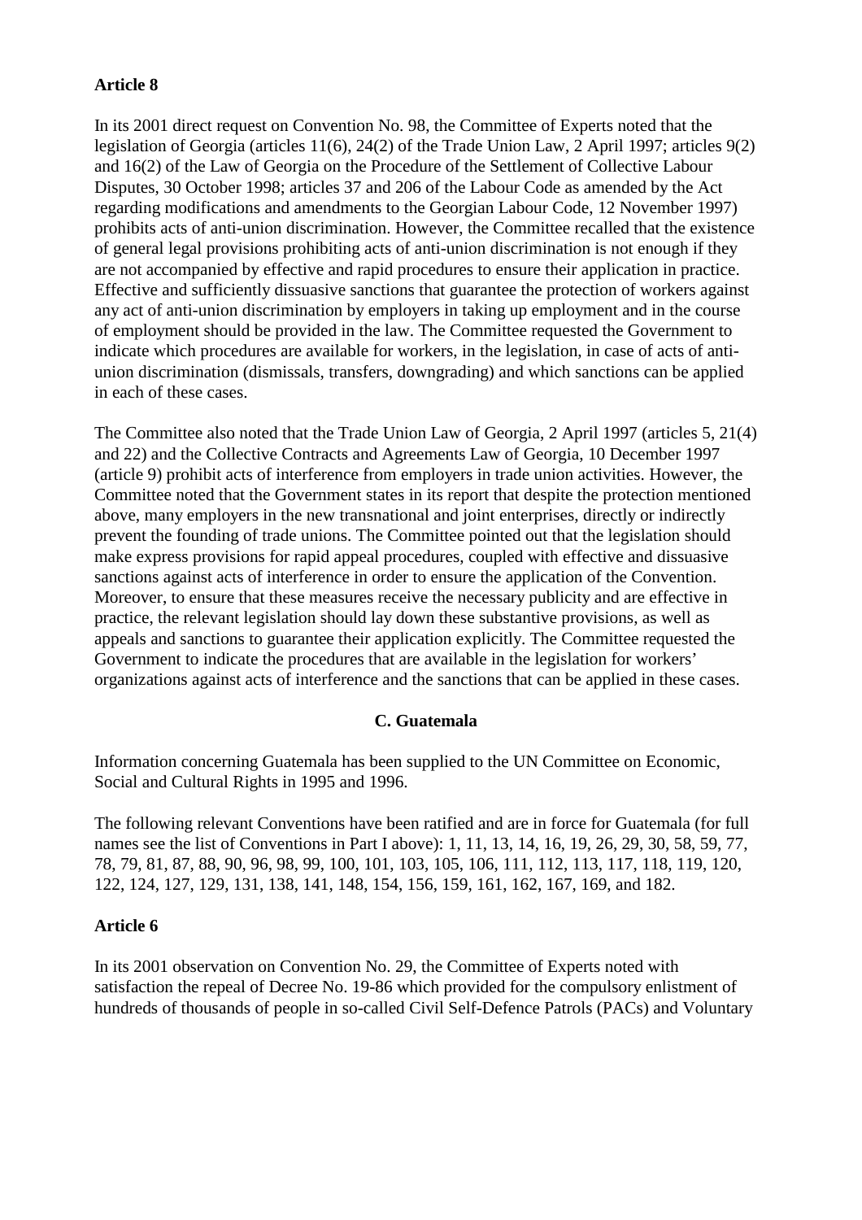**Article 8**

In its 2001 direct request on Convention No. 98, the Committee of Experts noted that the legislation of Georgia (articles 11(6), 24(2) of the Trade Union Law, 2 April 1997; articles 9(2) and 16(2) of the Law of Georgia on the Procedure of the Settlement of Collective Labour Disputes, 30 October 1998; articles 37 and 206 of the Labour Code as amended by the Act regarding modifications and amendments to the Georgian Labour Code, 12 November 1997) prohibits acts of anti-union discrimination. However, the Committee recalled that the existence of general legal provisions prohibiting acts of anti-union discrimination is not enough if they are not accompanied by effective and rapid procedures to ensure their application in practice. Effective and sufficiently dissuasive sanctions that guarantee the protection of workers against any act of anti-union discrimination by employers in taking up employment and in the course of employment should be provided in the law. The Committee requested the Government to indicate which procedures are available for workers, in the legislation, in case of acts of anti-union discrimination (dismissals, transfers, downgrading) and which sanctions can be applied in each of these cases.

The Committee also noted that the Trade Union Law of Georgia, 2 April 1997 (articles 5, 21(4) and 22) and the Collective Contracts and Agreements Law of Georgia, 10 December 1997 (article 9) prohibit acts of interference from employers in trade union activities. However, the Committee noted that the Government states in its report that despite the protection mentioned above, many employers in the new transnational and joint enterprises, directly or indirectly prevent the founding of trade unions. The Committee pointed out that the legislation should make express provisions for rapid appeal procedures, coupled with effective and dissuasive sanctions against acts of interference in order to ensure the application of the Convention. Moreover, to ensure that these measures receive the necessary publicity and are effective in practice, the relevant legislation should lay down these substantive provisions, as well as appeals and sanctions to guarantee their application explicitly. The Committee requested the Government to indicate the procedures that are available in the legislation for workers' organizations against acts of interference and the sanctions that can be applied in these cases.

## C. Guatemala

Information concerning Guatemala has been supplied to the UN Committee on Economic, Social and Cultural Rights in 1995 and 1996.

The following relevant Conventions have been ratified and are in force for Guatemala (for full names see the list of Conventions in Part I above): 1, 11, 13, 14, 16, 19, 26, 29, 30, 58, 59, 77, 78, 79, 81, 87, 88, 90, 96, 98, 99, 100, 101, 103, 105, 106, 111, 112, 113, 117, 118, 119, 120, 122, 124, 127, 129, 131, 138, 141, 148, 154, 156, 159, 161, 162, 167, 169, and 182.

**Article 6**

In its 2001 observation on Convention No. 29, the Committee of Experts noted with satisfaction the repeal of Decree No. 19-86 which provided for the compulsory enlistment of hundreds of thousands of people in so-called Civil Self-Defence Patrols (PACs) and Voluntary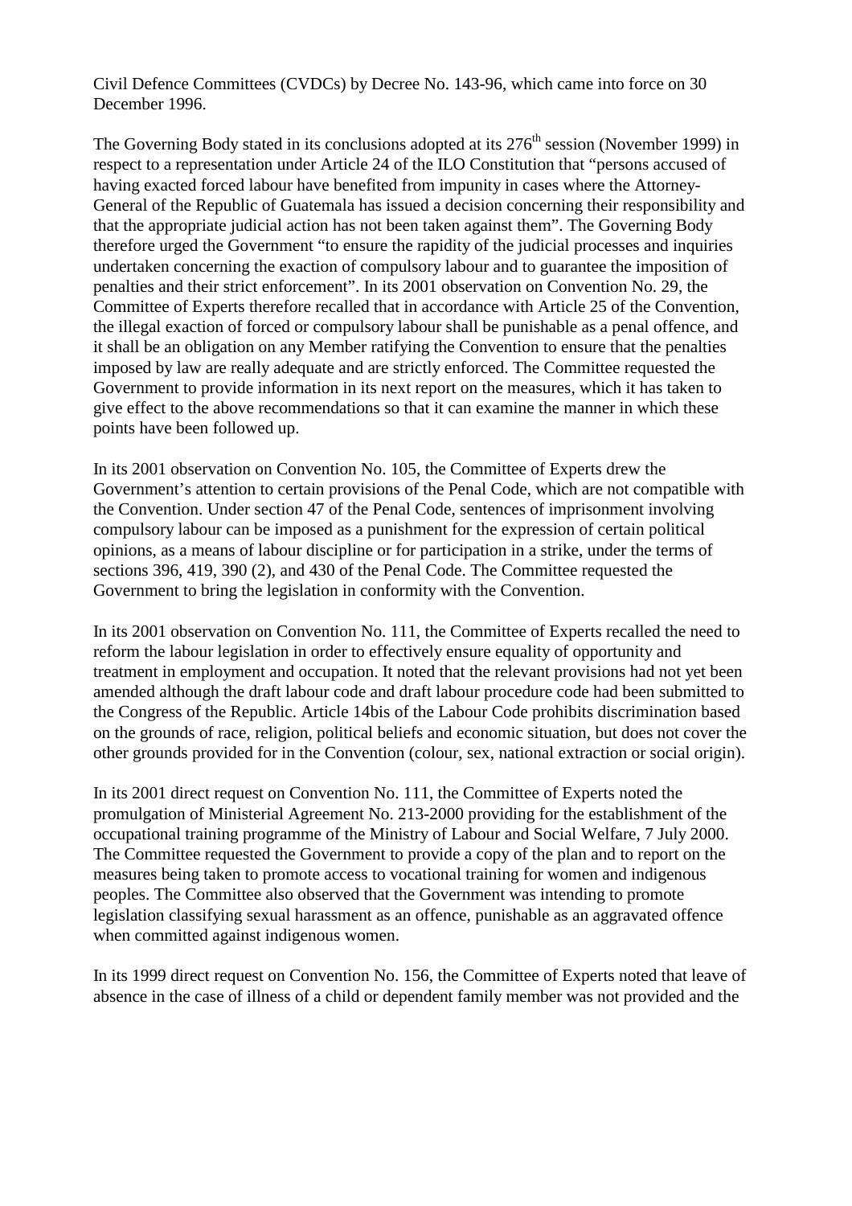Civil Defence Committees (CVDCs) by Decree No. 143-96, which came into force on 30 December 1996.

The Governing Body stated in its conclusions adopted at its 276th session (November 1999) in respect to a representation under Article 24 of the ILO Constitution that "persons accused of having exacted forced labour have benefited from impunity in cases where the Attorney-General of the Republic of Guatemala has issued a decision concerning their responsibility and that the appropriate judicial action has not been taken against them". The Governing Body therefore urged the Government "to ensure the rapidity of the judicial processes and inquiries undertaken concerning the exaction of compulsory labour and to guarantee the imposition of penalties and their strict enforcement". In its 2001 observation on Convention No. 29, the Committee of Experts therefore recalled that in accordance with Article 25 of the Convention, the illegal exaction of forced or compulsory labour shall be punishable as a penal offence, and it shall be an obligation on any Member ratifying the Convention to ensure that the penalties imposed by law are really adequate and are strictly enforced. The Committee requested the Government to provide information in its next report on the measures, which it has taken to give effect to the above recommendations so that it can examine the manner in which these points have been followed up.

In its 2001 observation on Convention No. 105, the Committee of Experts drew the Government's attention to certain provisions of the Penal Code, which are not compatible with the Convention. Under section 47 of the Penal Code, sentences of imprisonment involving compulsory labour can be imposed as a punishment for the expression of certain political opinions, as a means of labour discipline or for participation in a strike, under the terms of sections 396, 419, 390 (2), and 430 of the Penal Code. The Committee requested the Government to bring the legislation in conformity with the Convention.

In its 2001 observation on Convention No. 111, the Committee of Experts recalled the need to reform the labour legislation in order to effectively ensure equality of opportunity and treatment in employment and occupation. It noted that the relevant provisions had not yet been amended although the draft labour code and draft labour procedure code had been submitted to the Congress of the Republic. Article 14bis of the Labour Code prohibits discrimination based on the grounds of race, religion, political beliefs and economic situation, but does not cover the other grounds provided for in the Convention (colour, sex, national extraction or social origin).

In its 2001 direct request on Convention No. 111, the Committee of Experts noted the promulgation of Ministerial Agreement No. 213-2000 providing for the establishment of the occupational training programme of the Ministry of Labour and Social Welfare, 7 July 2000. The Committee requested the Government to provide a copy of the plan and to report on the measures being taken to promote access to vocational training for women and indigenous peoples. The Committee also observed that the Government was intending to promote legislation classifying sexual harassment as an offence, punishable as an aggravated offence when committed against indigenous women.

In its 1999 direct request on Convention No. 156, the Committee of Experts noted that leave of absence in the case of illness of a child or dependent family member was not provided and the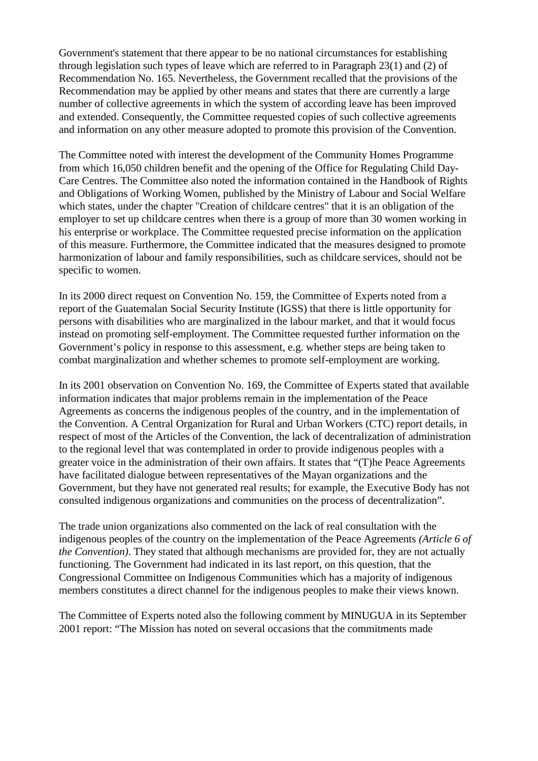Government's statement that there appear to be no national circumstances for establishing through legislation such types of leave which are referred to in Paragraph 23(1) and (2) of Recommendation No. 165. Nevertheless, the Government recalled that the provisions of the Recommendation may be applied by other means and states that there are currently a large number of collective agreements in which the system of according leave has been improved and extended. Consequently, the Committee requested copies of such collective agreements and information on any other measure adopted to promote this provision of the Convention.

The Committee noted with interest the development of the Community Homes Programme from which 16,050 children benefit and the opening of the Office for Regulating Child Day-Care Centres. The Committee also noted the information contained in the Handbook of Rights and Obligations of Working Women, published by the Ministry of Labour and Social Welfare which states, under the chapter "Creation of childcare centres" that it is an obligation of the employer to set up childcare centres when there is a group of more than 30 women working in his enterprise or workplace. The Committee requested precise information on the application of this measure. Furthermore, the Committee indicated that the measures designed to promote harmonization of labour and family responsibilities, such as childcare services, should not be specific to women.

In its 2000 direct request on Convention No. 159, the Committee of Experts noted from a report of the Guatemalan Social Security Institute (IGSS) that there is little opportunity for persons with disabilities who are marginalized in the labour market, and that it would focus instead on promoting self-employment. The Committee requested further information on the Government's policy in response to this assessment, e.g. whether steps are being taken to combat marginalization and whether schemes to promote self-employment are working.

In its 2001 observation on Convention No. 169, the Committee of Experts stated that available information indicates that major problems remain in the implementation of the Peace Agreements as concerns the indigenous peoples of the country, and in the implementation of the Convention. A Central Organization for Rural and Urban Workers (CTC) report details, in respect of most of the Articles of the Convention, the lack of decentralization of administration to the regional level that was contemplated in order to provide indigenous peoples with a greater voice in the administration of their own affairs. It states that "(T)he Peace Agreements have facilitated dialogue between representatives of the Mayan organizations and the Government, but they have not generated real results; for example, the Executive Body has not consulted indigenous organizations and communities on the process of decentralization".

The trade union organizations also commented on the lack of real consultation with the indigenous peoples of the country on the implementation of the Peace Agreements *(Article 6 of the Convention)*. They stated that although mechanisms are provided for, they are not actually functioning. The Government had indicated in its last report, on this question, that the Congressional Committee on Indigenous Communities which has a majority of indigenous members constitutes a direct channel for the indigenous peoples to make their views known.

The Committee of Experts noted also the following comment by MINUGUA in its September 2001 report: "The Mission has noted on several occasions that the commitments made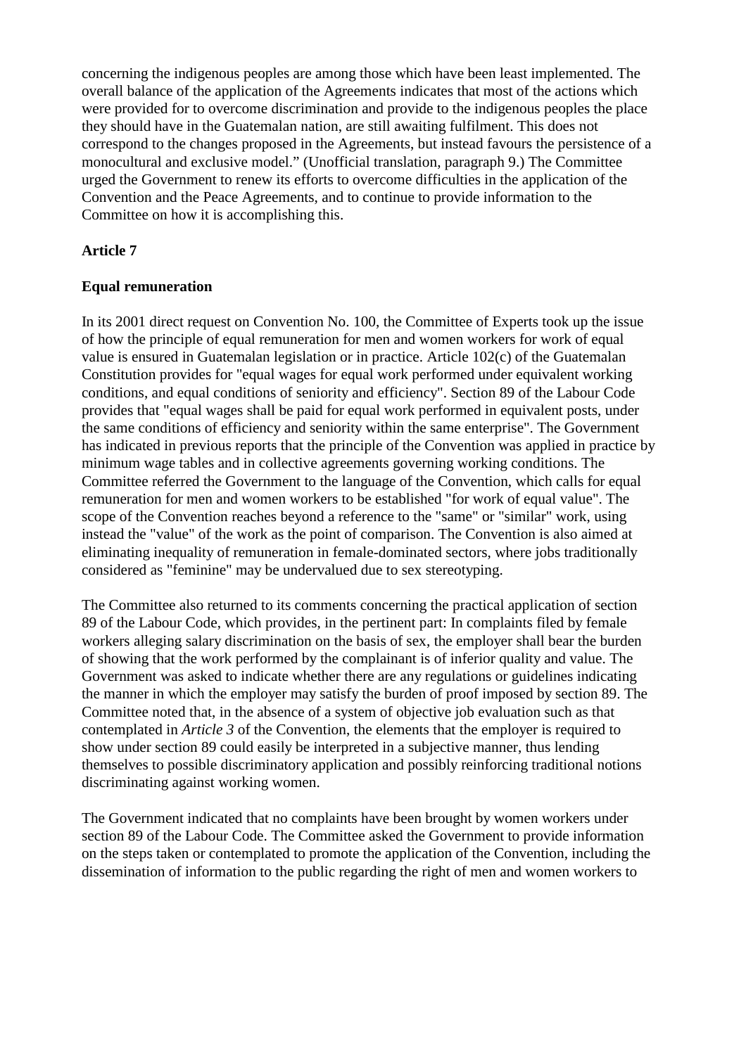concerning the indigenous peoples are among those which have been least implemented. The overall balance of the application of the Agreements indicates that most of the actions which were provided for to overcome discrimination and provide to the indigenous peoples the place they should have in the Guatemalan nation, are still awaiting fulfilment. This does not correspond to the changes proposed in the Agreements, but instead favours the persistence of a monocultural and exclusive model." (Unofficial translation, paragraph 9.) The Committee urged the Government to renew its efforts to overcome difficulties in the application of the Convention and the Peace Agreements, and to continue to provide information to the Committee on how it is accomplishing this.

**Article 7**

**Equal remuneration**

In its 2001 direct request on Convention No. 100, the Committee of Experts took up the issue of how the principle of equal remuneration for men and women workers for work of equal value is ensured in Guatemalan legislation or in practice. Article 102(c) of the Guatemalan Constitution provides for "equal wages for equal work performed under equivalent working conditions, and equal conditions of seniority and efficiency". Section 89 of the Labour Code provides that "equal wages shall be paid for equal work performed in equivalent posts, under the same conditions of efficiency and seniority within the same enterprise". The Government has indicated in previous reports that the principle of the Convention was applied in practice by minimum wage tables and in collective agreements governing working conditions. The Committee referred the Government to the language of the Convention, which calls for equal remuneration for men and women workers to be established "for work of equal value". The scope of the Convention reaches beyond a reference to the "same" or "similar" work, using instead the "value" of the work as the point of comparison. The Convention is also aimed at eliminating inequality of remuneration in female-dominated sectors, where jobs traditionally considered as "feminine" may be undervalued due to sex stereotyping.

The Committee also returned to its comments concerning the practical application of section 89 of the Labour Code, which provides, in the pertinent part: In complaints filed by female workers alleging salary discrimination on the basis of sex, the employer shall bear the burden of showing that the work performed by the complainant is of inferior quality and value. The Government was asked to indicate whether there are any regulations or guidelines indicating the manner in which the employer may satisfy the burden of proof imposed by section 89. The Committee noted that, in the absence of a system of objective job evaluation such as that contemplated in *Article 3* of the Convention, the elements that the employer is required to show under section 89 could easily be interpreted in a subjective manner, thus lending themselves to possible discriminatory application and possibly reinforcing traditional notions discriminating against working women.

The Government indicated that no complaints have been brought by women workers under section 89 of the Labour Code. The Committee asked the Government to provide information on the steps taken or contemplated to promote the application of the Convention, including the dissemination of information to the public regarding the right of men and women workers to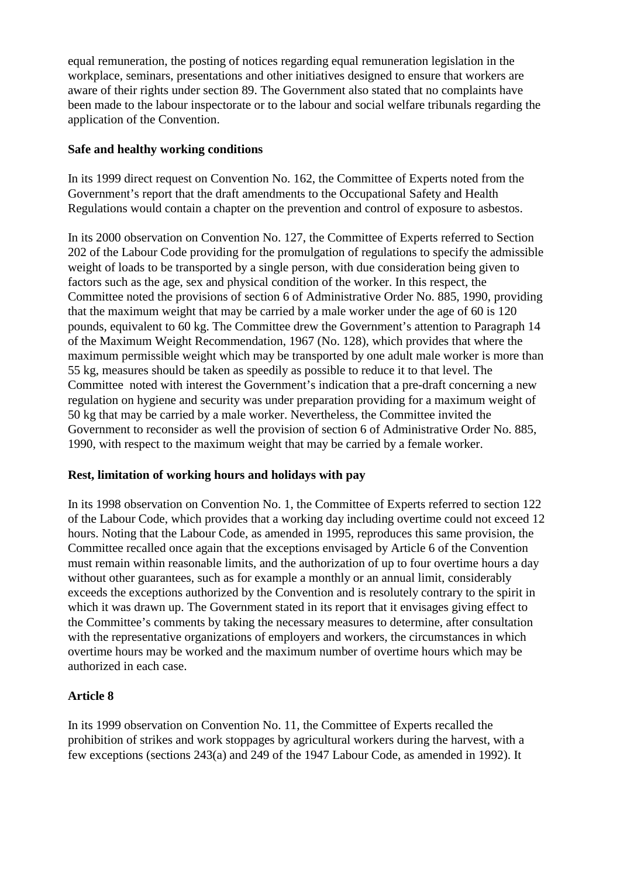equal remuneration, the posting of notices regarding equal remuneration legislation in the workplace, seminars, presentations and other initiatives designed to ensure that workers are aware of their rights under section 89. The Government also stated that no complaints have been made to the labour inspectorate or to the labour and social welfare tribunals regarding the application of the Convention.

**Safe and healthy working conditions**

In its 1999 direct request on Convention No. 162, the Committee of Experts noted from the Government's report that the draft amendments to the Occupational Safety and Health Regulations would contain a chapter on the prevention and control of exposure to asbestos.

In its 2000 observation on Convention No. 127, the Committee of Experts referred to Section 202 of the Labour Code providing for the promulgation of regulations to specify the admissible weight of loads to be transported by a single person, with due consideration being given to factors such as the age, sex and physical condition of the worker. In this respect, the Committee noted the provisions of section 6 of Administrative Order No. 885, 1990, providing that the maximum weight that may be carried by a male worker under the age of 60 is 120 pounds, equivalent to 60 kg. The Committee drew the Government's attention to Paragraph 14 of the Maximum Weight Recommendation, 1967 (No. 128), which provides that where the maximum permissible weight which may be transported by one adult male worker is more than 55 kg, measures should be taken as speedily as possible to reduce it to that level. The Committee noted with interest the Government's indication that a pre-draft concerning a new regulation on hygiene and security was under preparation providing for a maximum weight of 50 kg that may be carried by a male worker. Nevertheless, the Committee invited the Government to reconsider as well the provision of section 6 of Administrative Order No. 885, 1990, with respect to the maximum weight that may be carried by a female worker.

**Rest, limitation of working hours and holidays with pay**

In its 1998 observation on Convention No. 1, the Committee of Experts referred to section 122 of the Labour Code, which provides that a working day including overtime could not exceed 12 hours. Noting that the Labour Code, as amended in 1995, reproduces this same provision, the Committee recalled once again that the exceptions envisaged by Article 6 of the Convention must remain within reasonable limits, and the authorization of up to four overtime hours a day without other guarantees, such as for example a monthly or an annual limit, considerably exceeds the exceptions authorized by the Convention and is resolutely contrary to the spirit in which it was drawn up. The Government stated in its report that it envisages giving effect to the Committee's comments by taking the necessary measures to determine, after consultation with the representative organizations of employers and workers, the circumstances in which overtime hours may be worked and the maximum number of overtime hours which may be authorized in each case.

**Article 8**

In its 1999 observation on Convention No. 11, the Committee of Experts recalled the prohibition of strikes and work stoppages by agricultural workers during the harvest, with a few exceptions (sections 243(a) and 249 of the 1947 Labour Code, as amended in 1992). It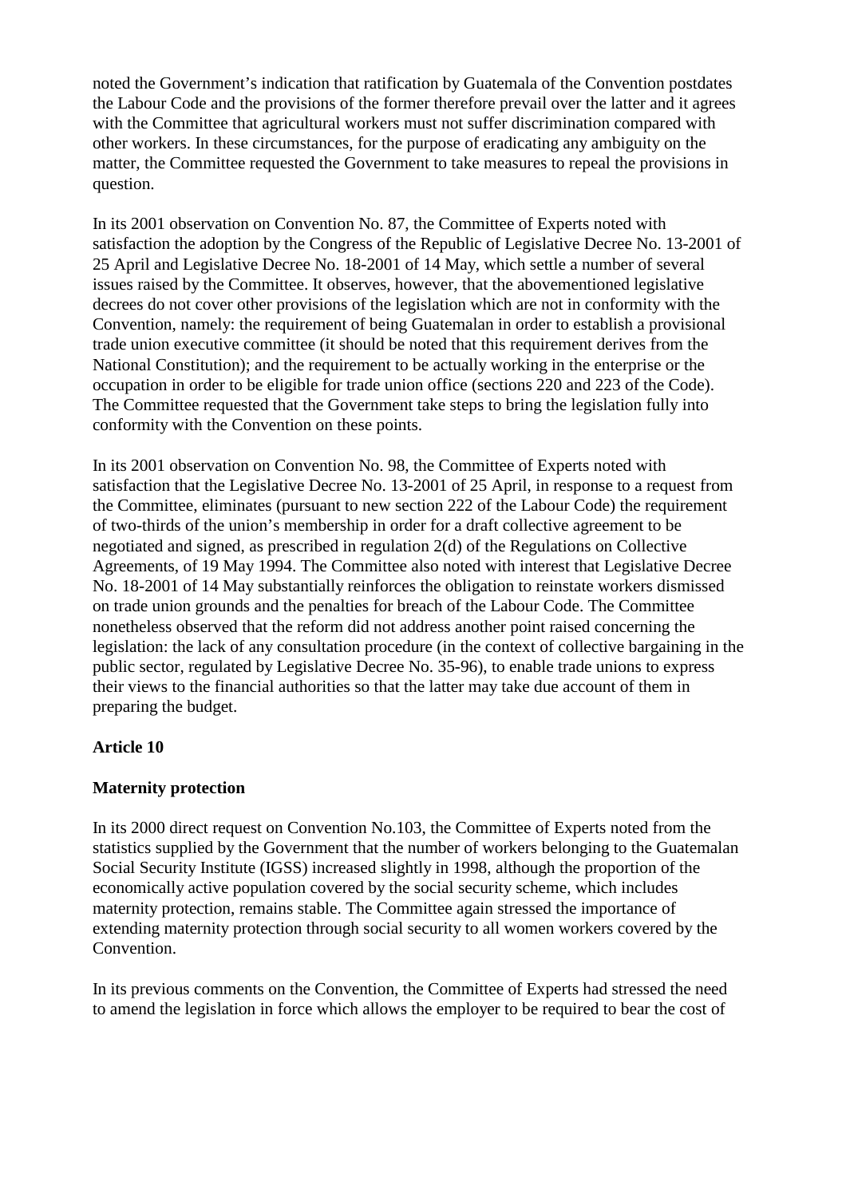noted the Government's indication that ratification by Guatemala of the Convention postdates the Labour Code and the provisions of the former therefore prevail over the latter and it agrees with the Committee that agricultural workers must not suffer discrimination compared with other workers. In these circumstances, for the purpose of eradicating any ambiguity on the matter, the Committee requested the Government to take measures to repeal the provisions in question.

In its 2001 observation on Convention No. 87, the Committee of Experts noted with satisfaction the adoption by the Congress of the Republic of Legislative Decree No. 13-2001 of 25 April and Legislative Decree No. 18-2001 of 14 May, which settle a number of several issues raised by the Committee. It observes, however, that the abovementioned legislative decrees do not cover other provisions of the legislation which are not in conformity with the Convention, namely: the requirement of being Guatemalan in order to establish a provisional trade union executive committee (it should be noted that this requirement derives from the National Constitution); and the requirement to be actually working in the enterprise or the occupation in order to be eligible for trade union office (sections 220 and 223 of the Code). The Committee requested that the Government take steps to bring the legislation fully into conformity with the Convention on these points.

In its 2001 observation on Convention No. 98, the Committee of Experts noted with satisfaction that the Legislative Decree No. 13-2001 of 25 April, in response to a request from the Committee, eliminates (pursuant to new section 222 of the Labour Code) the requirement of two-thirds of the union's membership in order for a draft collective agreement to be negotiated and signed, as prescribed in regulation 2(d) of the Regulations on Collective Agreements, of 19 May 1994. The Committee also noted with interest that Legislative Decree No. 18-2001 of 14 May substantially reinforces the obligation to reinstate workers dismissed on trade union grounds and the penalties for breach of the Labour Code. The Committee nonetheless observed that the reform did not address another point raised concerning the legislation: the lack of any consultation procedure (in the context of collective bargaining in the public sector, regulated by Legislative Decree No. 35-96), to enable trade unions to express their views to the financial authorities so that the latter may take due account of them in preparing the budget.

**Article 10**

**Maternity protection**

In its 2000 direct request on Convention No.103, the Committee of Experts noted from the statistics supplied by the Government that the number of workers belonging to the Guatemalan Social Security Institute (IGSS) increased slightly in 1998, although the proportion of the economically active population covered by the social security scheme, which includes maternity protection, remains stable. The Committee again stressed the importance of extending maternity protection through social security to all women workers covered by the Convention.

In its previous comments on the Convention, the Committee of Experts had stressed the need to amend the legislation in force which allows the employer to be required to bear the cost of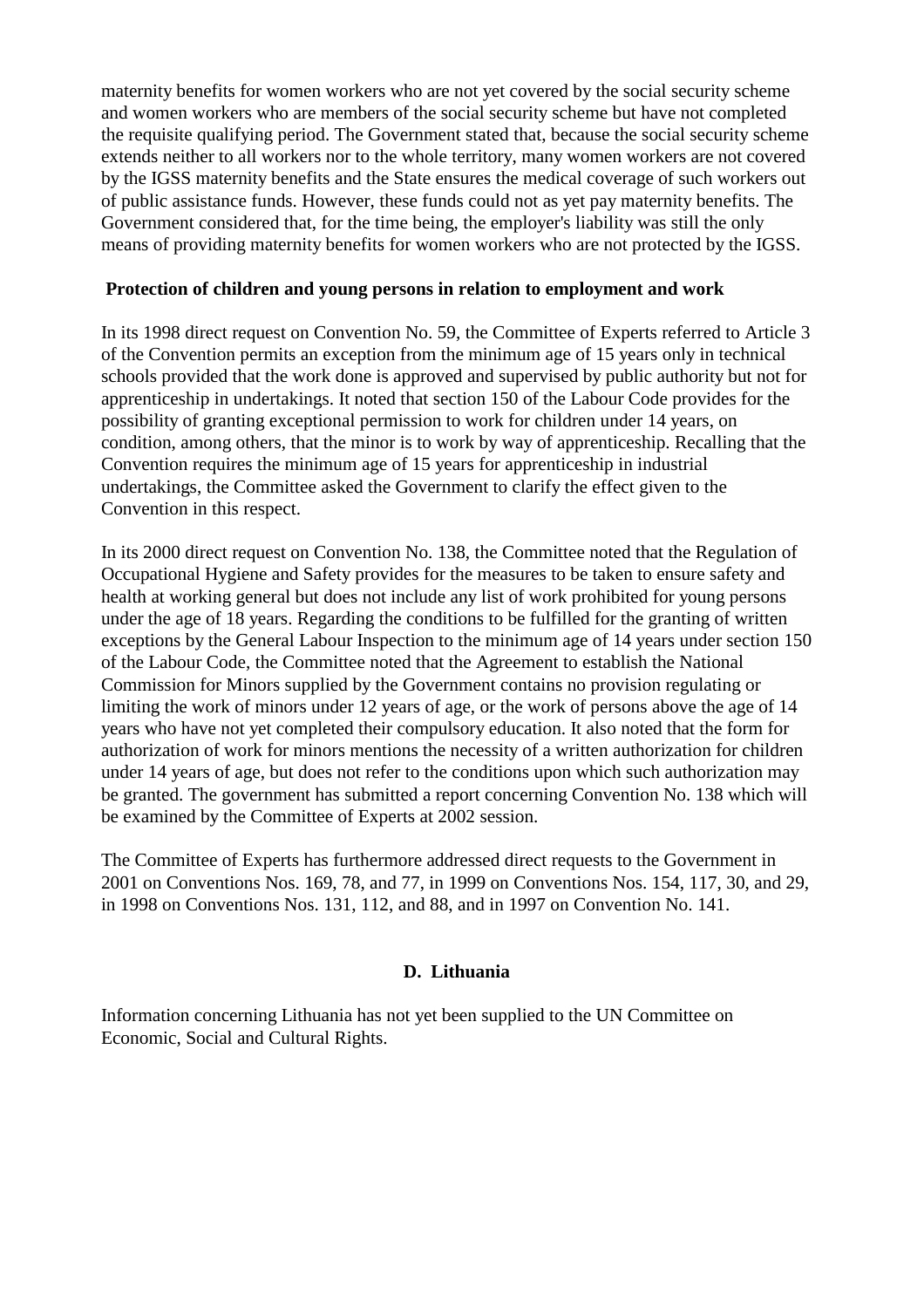maternity benefits for women workers who are not yet covered by the social security scheme and women workers who are members of the social security scheme but have not completed the requisite qualifying period. The Government stated that, because the social security scheme extends neither to all workers nor to the whole territory, many women workers are not covered by the IGSS maternity benefits and the State ensures the medical coverage of such workers out of public assistance funds. However, these funds could not as yet pay maternity benefits. The Government considered that, for the time being, the employer's liability was still the only means of providing maternity benefits for women workers who are not protected by the IGSS.

**Protection of children and young persons in relation to employment and work**

In its 1998 direct request on Convention No. 59, the Committee of Experts referred to Article 3 of the Convention permits an exception from the minimum age of 15 years only in technical schools provided that the work done is approved and supervised by public authority but not for apprenticeship in undertakings. It noted that section 150 of the Labour Code provides for the possibility of granting exceptional permission to work for children under 14 years, on condition, among others, that the minor is to work by way of apprenticeship. Recalling that the Convention requires the minimum age of 15 years for apprenticeship in industrial undertakings, the Committee asked the Government to clarify the effect given to the Convention in this respect.

In its 2000 direct request on Convention No. 138, the Committee noted that the Regulation of Occupational Hygiene and Safety provides for the measures to be taken to ensure safety and health at working general but does not include any list of work prohibited for young persons under the age of 18 years. Regarding the conditions to be fulfilled for the granting of written exceptions by the General Labour Inspection to the minimum age of 14 years under section 150 of the Labour Code, the Committee noted that the Agreement to establish the National Commission for Minors supplied by the Government contains no provision regulating or limiting the work of minors under 12 years of age, or the work of persons above the age of 14 years who have not yet completed their compulsory education. It also noted that the form for authorization of work for minors mentions the necessity of a written authorization for children under 14 years of age, but does not refer to the conditions upon which such authorization may be granted. The government has submitted a report concerning Convention No. 138 which will be examined by the Committee of Experts at 2002 session.

The Committee of Experts has furthermore addressed direct requests to the Government in 2001 on Conventions Nos. 169, 78, and 77, in 1999 on Conventions Nos. 154, 117, 30, and 29, in 1998 on Conventions Nos. 131, 112, and 88, and in 1997 on Convention No. 141.

## D. Lithuania

Information concerning Lithuania has not yet been supplied to the UN Committee on Economic, Social and Cultural Rights.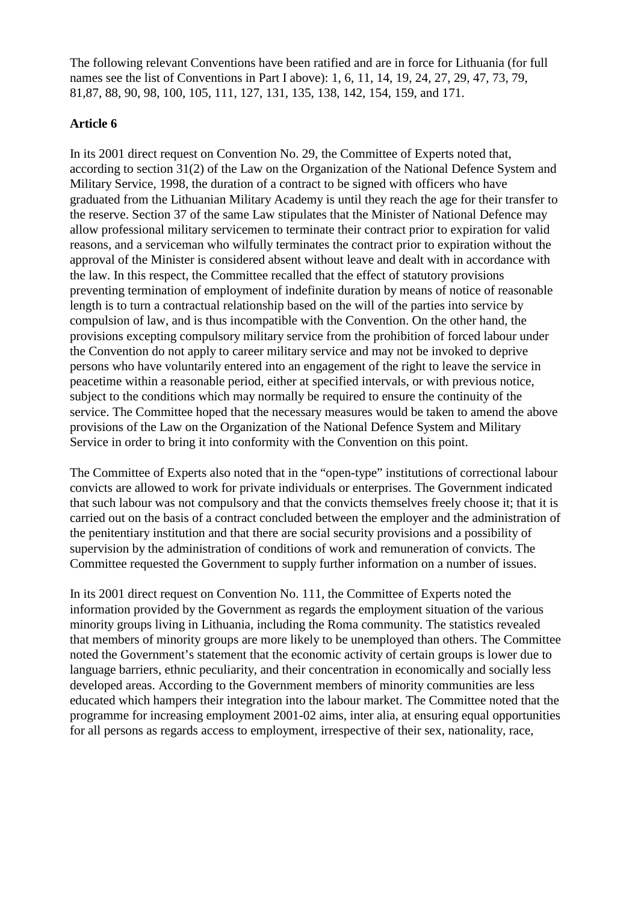The following relevant Conventions have been ratified and are in force for Lithuania (for full names see the list of Conventions in Part I above): 1, 6, 11, 14, 19, 24, 27, 29, 47, 73, 79, 81,87, 88, 90, 98, 100, 105, 111, 127, 131, 135, 138, 142, 154, 159, and 171.

**Article 6**

In its 2001 direct request on Convention No. 29, the Committee of Experts noted that, according to section 31(2) of the Law on the Organization of the National Defence System and Military Service, 1998, the duration of a contract to be signed with officers who have graduated from the Lithuanian Military Academy is until they reach the age for their transfer to the reserve. Section 37 of the same Law stipulates that the Minister of National Defence may allow professional military servicemen to terminate their contract prior to expiration for valid reasons, and a serviceman who wilfully terminates the contract prior to expiration without the approval of the Minister is considered absent without leave and dealt with in accordance with the law. In this respect, the Committee recalled that the effect of statutory provisions preventing termination of employment of indefinite duration by means of notice of reasonable length is to turn a contractual relationship based on the will of the parties into service by compulsion of law, and is thus incompatible with the Convention. On the other hand, the provisions excepting compulsory military service from the prohibition of forced labour under the Convention do not apply to career military service and may not be invoked to deprive persons who have voluntarily entered into an engagement of the right to leave the service in peacetime within a reasonable period, either at specified intervals, or with previous notice, subject to the conditions which may normally be required to ensure the continuity of the service. The Committee hoped that the necessary measures would be taken to amend the above provisions of the Law on the Organization of the National Defence System and Military Service in order to bring it into conformity with the Convention on this point.

The Committee of Experts also noted that in the “open-type” institutions of correctional labour convicts are allowed to work for private individuals or enterprises. The Government indicated that such labour was not compulsory and that the convicts themselves freely choose it; that it is carried out on the basis of a contract concluded between the employer and the administration of the penitentiary institution and that there are social security provisions and a possibility of supervision by the administration of conditions of work and remuneration of convicts. The Committee requested the Government to supply further information on a number of issues.

In its 2001 direct request on Convention No. 111, the Committee of Experts noted the information provided by the Government as regards the employment situation of the various minority groups living in Lithuania, including the Roma community. The statistics revealed that members of minority groups are more likely to be unemployed than others. The Committee noted the Government’s statement that the economic activity of certain groups is lower due to language barriers, ethnic peculiarity, and their concentration in economically and socially less developed areas. According to the Government members of minority communities are less educated which hampers their integration into the labour market. The Committee noted that the programme for increasing employment 2001-02 aims, inter alia, at ensuring equal opportunities for all persons as regards access to employment, irrespective of their sex, nationality, race,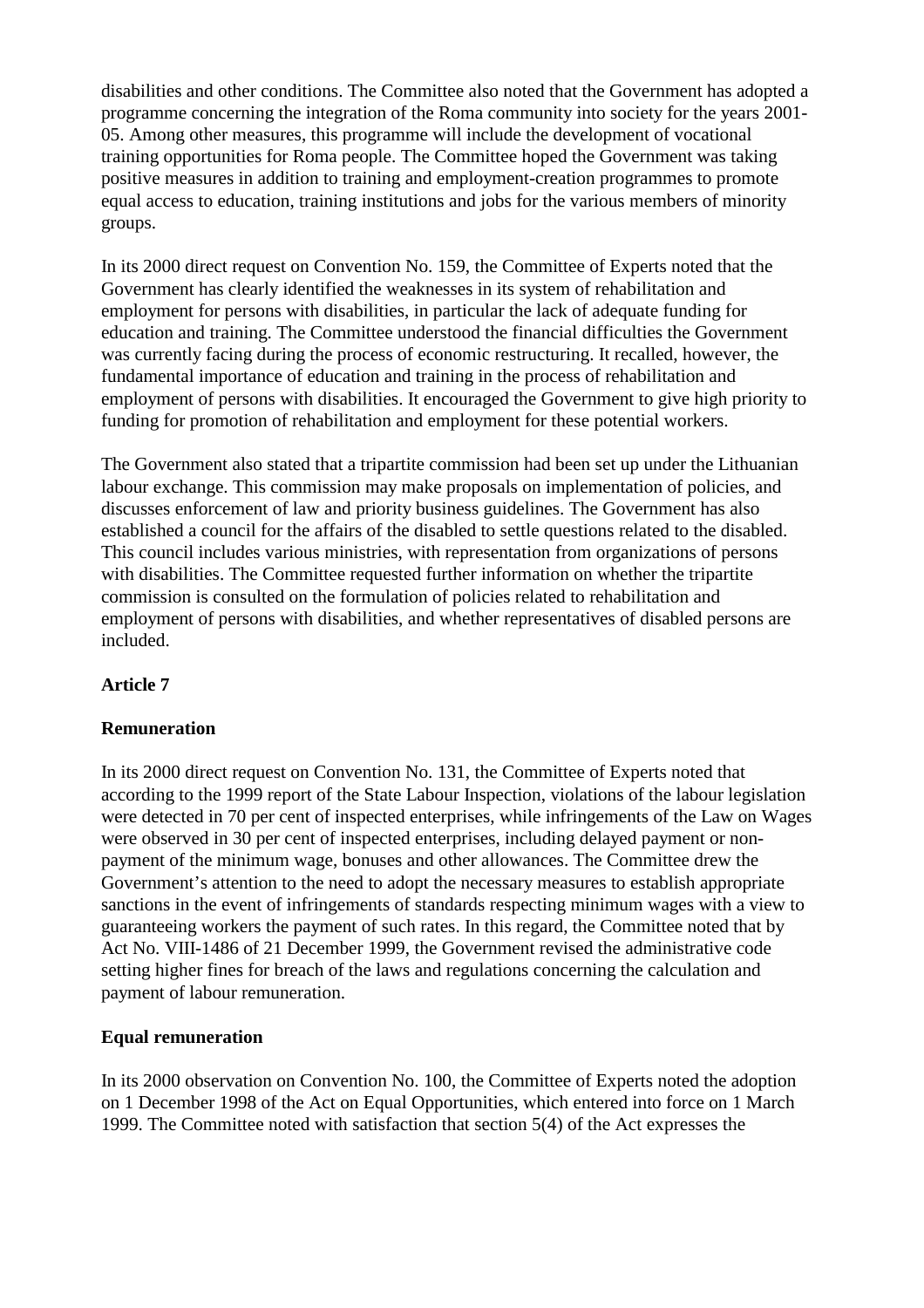disabilities and other conditions. The Committee also noted that the Government has adopted a programme concerning the integration of the Roma community into society for the years 2001-05. Among other measures, this programme will include the development of vocational training opportunities for Roma people. The Committee hoped the Government was taking positive measures in addition to training and employment-creation programmes to promote equal access to education, training institutions and jobs for the various members of minority groups.

In its 2000 direct request on Convention No. 159, the Committee of Experts noted that the Government has clearly identified the weaknesses in its system of rehabilitation and employment for persons with disabilities, in particular the lack of adequate funding for education and training. The Committee understood the financial difficulties the Government was currently facing during the process of economic restructuring. It recalled, however, the fundamental importance of education and training in the process of rehabilitation and employment of persons with disabilities. It encouraged the Government to give high priority to funding for promotion of rehabilitation and employment for these potential workers.

The Government also stated that a tripartite commission had been set up under the Lithuanian labour exchange. This commission may make proposals on implementation of policies, and discusses enforcement of law and priority business guidelines. The Government has also established a council for the affairs of the disabled to settle questions related to the disabled. This council includes various ministries, with representation from organizations of persons with disabilities. The Committee requested further information on whether the tripartite commission is consulted on the formulation of policies related to rehabilitation and employment of persons with disabilities, and whether representatives of disabled persons are included.

**Article 7**

**Remuneration**

In its 2000 direct request on Convention No. 131, the Committee of Experts noted that according to the 1999 report of the State Labour Inspection, violations of the labour legislation were detected in 70 per cent of inspected enterprises, while infringements of the Law on Wages were observed in 30 per cent of inspected enterprises, including delayed payment or non-payment of the minimum wage, bonuses and other allowances. The Committee drew the Government's attention to the need to adopt the necessary measures to establish appropriate sanctions in the event of infringements of standards respecting minimum wages with a view to guaranteeing workers the payment of such rates. In this regard, the Committee noted that by Act No. VIII-1486 of 21 December 1999, the Government revised the administrative code setting higher fines for breach of the laws and regulations concerning the calculation and payment of labour remuneration.

**Equal remuneration**

In its 2000 observation on Convention No. 100, the Committee of Experts noted the adoption on 1 December 1998 of the Act on Equal Opportunities, which entered into force on 1 March 1999. The Committee noted with satisfaction that section 5(4) of the Act expresses the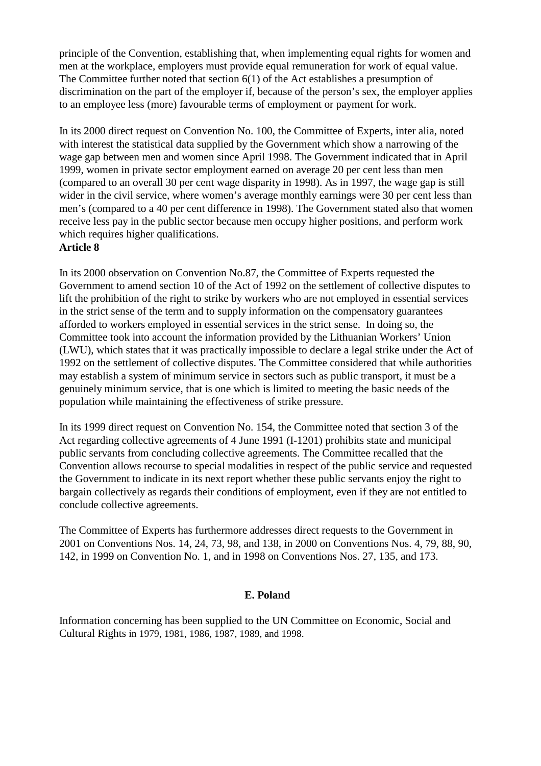principle of the Convention, establishing that, when implementing equal rights for women and men at the workplace, employers must provide equal remuneration for work of equal value. The Committee further noted that section 6(1) of the Act establishes a presumption of discrimination on the part of the employer if, because of the person's sex, the employer applies to an employee less (more) favourable terms of employment or payment for work.

In its 2000 direct request on Convention No. 100, the Committee of Experts, inter alia, noted with interest the statistical data supplied by the Government which show a narrowing of the wage gap between men and women since April 1998. The Government indicated that in April 1999, women in private sector employment earned on average 20 per cent less than men (compared to an overall 30 per cent wage disparity in 1998). As in 1997, the wage gap is still wider in the civil service, where women's average monthly earnings were 30 per cent less than men's (compared to a 40 per cent difference in 1998). The Government stated also that women receive less pay in the public sector because men occupy higher positions, and perform work which requires higher qualifications.

**Article 8**

In its 2000 observation on Convention No.87, the Committee of Experts requested the Government to amend section 10 of the Act of 1992 on the settlement of collective disputes to lift the prohibition of the right to strike by workers who are not employed in essential services in the strict sense of the term and to supply information on the compensatory guarantees afforded to workers employed in essential services in the strict sense. In doing so, the Committee took into account the information provided by the Lithuanian Workers' Union (LWU), which states that it was practically impossible to declare a legal strike under the Act of 1992 on the settlement of collective disputes. The Committee considered that while authorities may establish a system of minimum service in sectors such as public transport, it must be a genuinely minimum service, that is one which is limited to meeting the basic needs of the population while maintaining the effectiveness of strike pressure.

In its 1999 direct request on Convention No. 154, the Committee noted that section 3 of the Act regarding collective agreements of 4 June 1991 (I-1201) prohibits state and municipal public servants from concluding collective agreements. The Committee recalled that the Convention allows recourse to special modalities in respect of the public service and requested the Government to indicate in its next report whether these public servants enjoy the right to bargain collectively as regards their conditions of employment, even if they are not entitled to conclude collective agreements.

The Committee of Experts has furthermore addresses direct requests to the Government in 2001 on Conventions Nos. 14, 24, 73, 98, and 138, in 2000 on Conventions Nos. 4, 79, 88, 90, 142, in 1999 on Convention No. 1, and in 1998 on Conventions Nos. 27, 135, and 173.

## E. Poland

Information concerning has been supplied to the UN Committee on Economic, Social and Cultural Rights in 1979, 1981, 1986, 1987, 1989, and 1998.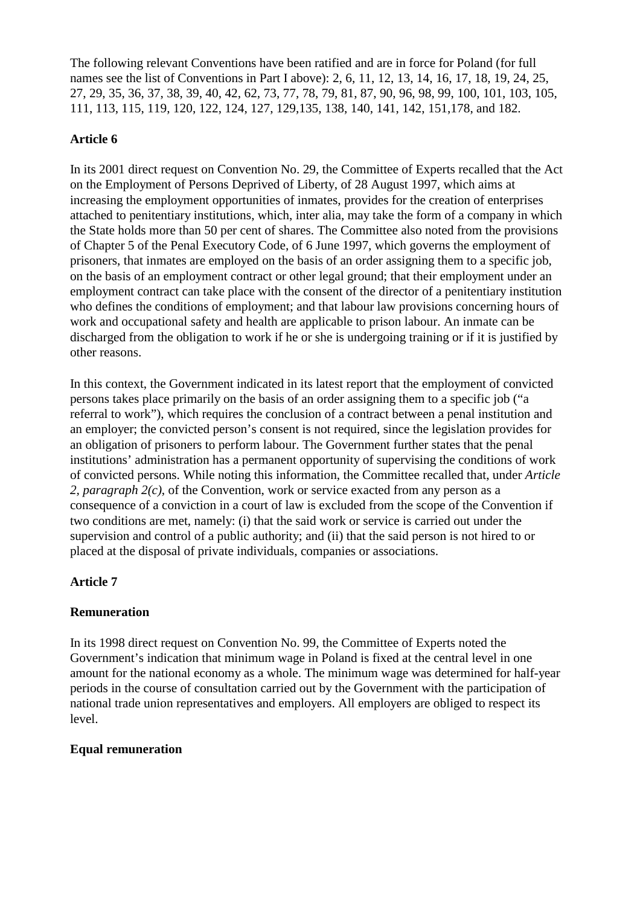The following relevant Conventions have been ratified and are in force for Poland (for full names see the list of Conventions in Part I above): 2, 6, 11, 12, 13, 14, 16, 17, 18, 19, 24, 25, 27, 29, 35, 36, 37, 38, 39, 40, 42, 62, 73, 77, 78, 79, 81, 87, 90, 96, 98, 99, 100, 101, 103, 105, 111, 113, 115, 119, 120, 122, 124, 127, 129,135, 138, 140, 141, 142, 151,178, and 182.

**Article 6**

In its 2001 direct request on Convention No. 29, the Committee of Experts recalled that the Act on the Employment of Persons Deprived of Liberty, of 28 August 1997, which aims at increasing the employment opportunities of inmates, provides for the creation of enterprises attached to penitentiary institutions, which, inter alia, may take the form of a company in which the State holds more than 50 per cent of shares. The Committee also noted from the provisions of Chapter 5 of the Penal Executory Code, of 6 June 1997, which governs the employment of prisoners, that inmates are employed on the basis of an order assigning them to a specific job, on the basis of an employment contract or other legal ground; that their employment under an employment contract can take place with the consent of the director of a penitentiary institution who defines the conditions of employment; and that labour law provisions concerning hours of work and occupational safety and health are applicable to prison labour. An inmate can be discharged from the obligation to work if he or she is undergoing training or if it is justified by other reasons.

In this context, the Government indicated in its latest report that the employment of convicted persons takes place primarily on the basis of an order assigning them to a specific job ("a referral to work"), which requires the conclusion of a contract between a penal institution and an employer; the convicted person's consent is not required, since the legislation provides for an obligation of prisoners to perform labour. The Government further states that the penal institutions' administration has a permanent opportunity of supervising the conditions of work of convicted persons. While noting this information, the Committee recalled that, under *Article 2, paragraph 2(c)*, of the Convention, work or service exacted from any person as a consequence of a conviction in a court of law is excluded from the scope of the Convention if two conditions are met, namely: (i) that the said work or service is carried out under the supervision and control of a public authority; and (ii) that the said person is not hired to or placed at the disposal of private individuals, companies or associations.

**Article 7**

**Remuneration**

In its 1998 direct request on Convention No. 99, the Committee of Experts noted the Government's indication that minimum wage in Poland is fixed at the central level in one amount for the national economy as a whole. The minimum wage was determined for half-year periods in the course of consultation carried out by the Government with the participation of national trade union representatives and employers. All employers are obliged to respect its level.

**Equal remuneration**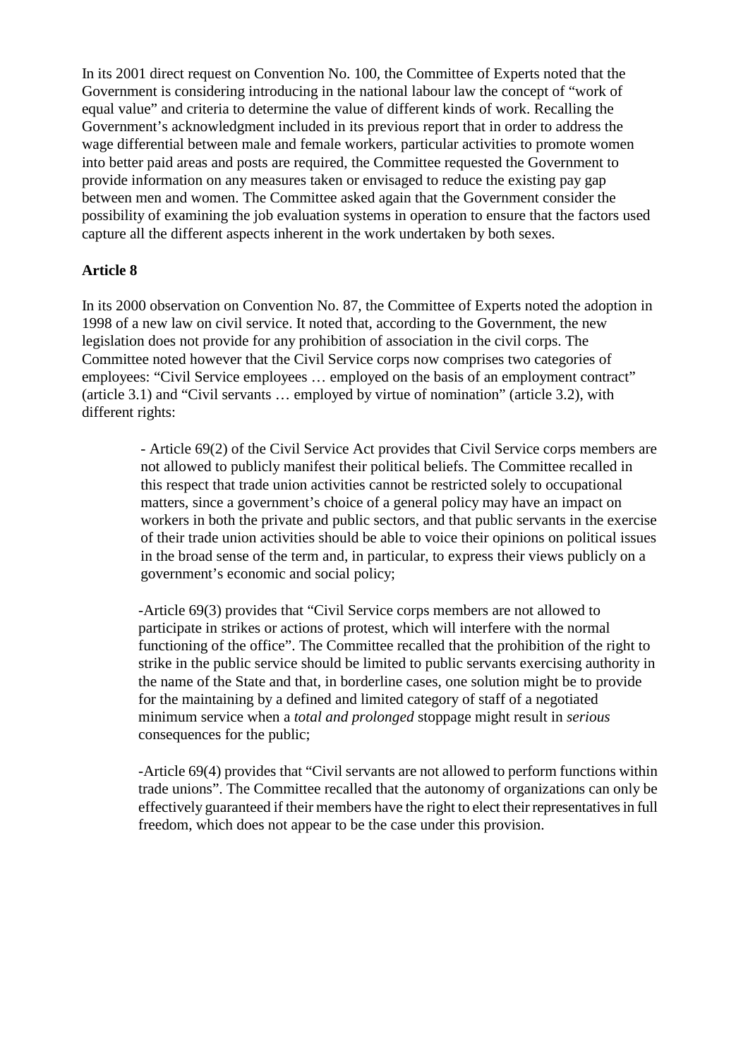In its 2001 direct request on Convention No. 100, the Committee of Experts noted that the Government is considering introducing in the national labour law the concept of "work of equal value" and criteria to determine the value of different kinds of work. Recalling the Government's acknowledgment included in its previous report that in order to address the wage differential between male and female workers, particular activities to promote women into better paid areas and posts are required, the Committee requested the Government to provide information on any measures taken or envisaged to reduce the existing pay gap between men and women. The Committee asked again that the Government consider the possibility of examining the job evaluation systems in operation to ensure that the factors used capture all the different aspects inherent in the work undertaken by both sexes.

**Article 8**

In its 2000 observation on Convention No. 87, the Committee of Experts noted the adoption in 1998 of a new law on civil service. It noted that, according to the Government, the new legislation does not provide for any prohibition of association in the civil corps. The Committee noted however that the Civil Service corps now comprises two categories of employees: "Civil Service employees … employed on the basis of an employment contract" (article 3.1) and "Civil servants … employed by virtue of nomination" (article 3.2), with different rights:

> - Article 69(2) of the Civil Service Act provides that Civil Service corps members are not allowed to publicly manifest their political beliefs. The Committee recalled in this respect that trade union activities cannot be restricted solely to occupational matters, since a government's choice of a general policy may have an impact on workers in both the private and public sectors, and that public servants in the exercise of their trade union activities should be able to voice their opinions on political issues in the broad sense of the term and, in particular, to express their views publicly on a government's economic and social policy;
>
> -Article 69(3) provides that "Civil Service corps members are not allowed to participate in strikes or actions of protest, which will interfere with the normal functioning of the office". The Committee recalled that the prohibition of the right to strike in the public service should be limited to public servants exercising authority in the name of the State and that, in borderline cases, one solution might be to provide for the maintaining by a defined and limited category of staff of a negotiated minimum service when a *total and prolonged* stoppage might result in *serious* consequences for the public;
>
> -Article 69(4) provides that "Civil servants are not allowed to perform functions within trade unions". The Committee recalled that the autonomy of organizations can only be effectively guaranteed if their members have the right to elect their representatives in full freedom, which does not appear to be the case under this provision.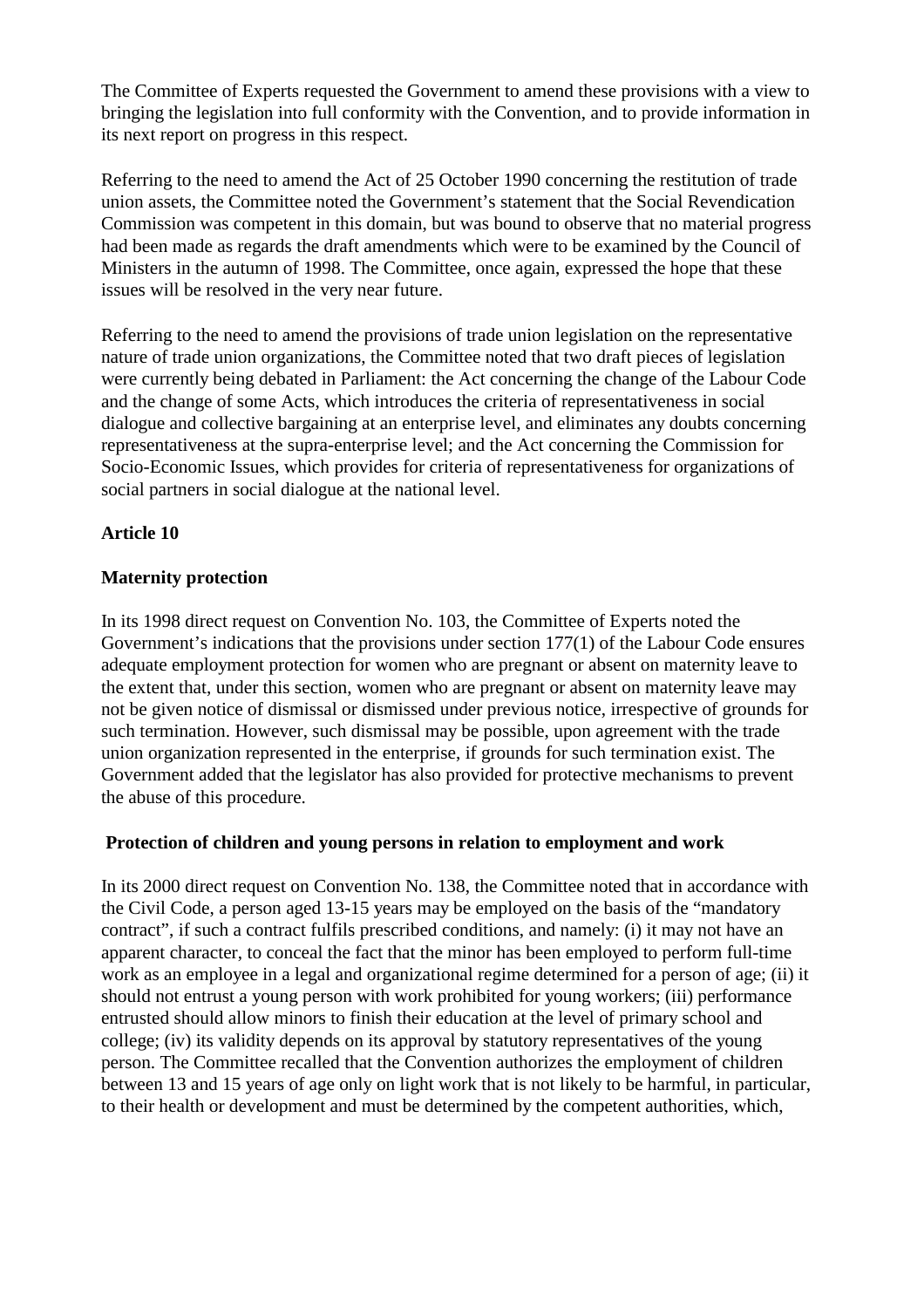The Committee of Experts requested the Government to amend these provisions with a view to bringing the legislation into full conformity with the Convention, and to provide information in its next report on progress in this respect.

Referring to the need to amend the Act of 25 October 1990 concerning the restitution of trade union assets, the Committee noted the Government's statement that the Social Revendication Commission was competent in this domain, but was bound to observe that no material progress had been made as regards the draft amendments which were to be examined by the Council of Ministers in the autumn of 1998. The Committee, once again, expressed the hope that these issues will be resolved in the very near future.

Referring to the need to amend the provisions of trade union legislation on the representative nature of trade union organizations, the Committee noted that two draft pieces of legislation were currently being debated in Parliament: the Act concerning the change of the Labour Code and the change of some Acts, which introduces the criteria of representativeness in social dialogue and collective bargaining at an enterprise level, and eliminates any doubts concerning representativeness at the supra-enterprise level; and the Act concerning the Commission for Socio-Economic Issues, which provides for criteria of representativeness for organizations of social partners in social dialogue at the national level.

**Article 10**

**Maternity protection**

In its 1998 direct request on Convention No. 103, the Committee of Experts noted the Government's indications that the provisions under section 177(1) of the Labour Code ensures adequate employment protection for women who are pregnant or absent on maternity leave to the extent that, under this section, women who are pregnant or absent on maternity leave may not be given notice of dismissal or dismissed under previous notice, irrespective of grounds for such termination. However, such dismissal may be possible, upon agreement with the trade union organization represented in the enterprise, if grounds for such termination exist. The Government added that the legislator has also provided for protective mechanisms to prevent the abuse of this procedure.

**Protection of children and young persons in relation to employment and work**

In its 2000 direct request on Convention No. 138, the Committee noted that in accordance with the Civil Code, a person aged 13-15 years may be employed on the basis of the "mandatory contract", if such a contract fulfils prescribed conditions, and namely: (i) it may not have an apparent character, to conceal the fact that the minor has been employed to perform full-time work as an employee in a legal and organizational regime determined for a person of age; (ii) it should not entrust a young person with work prohibited for young workers; (iii) performance entrusted should allow minors to finish their education at the level of primary school and college; (iv) its validity depends on its approval by statutory representatives of the young person. The Committee recalled that the Convention authorizes the employment of children between 13 and 15 years of age only on light work that is not likely to be harmful, in particular, to their health or development and must be determined by the competent authorities, which,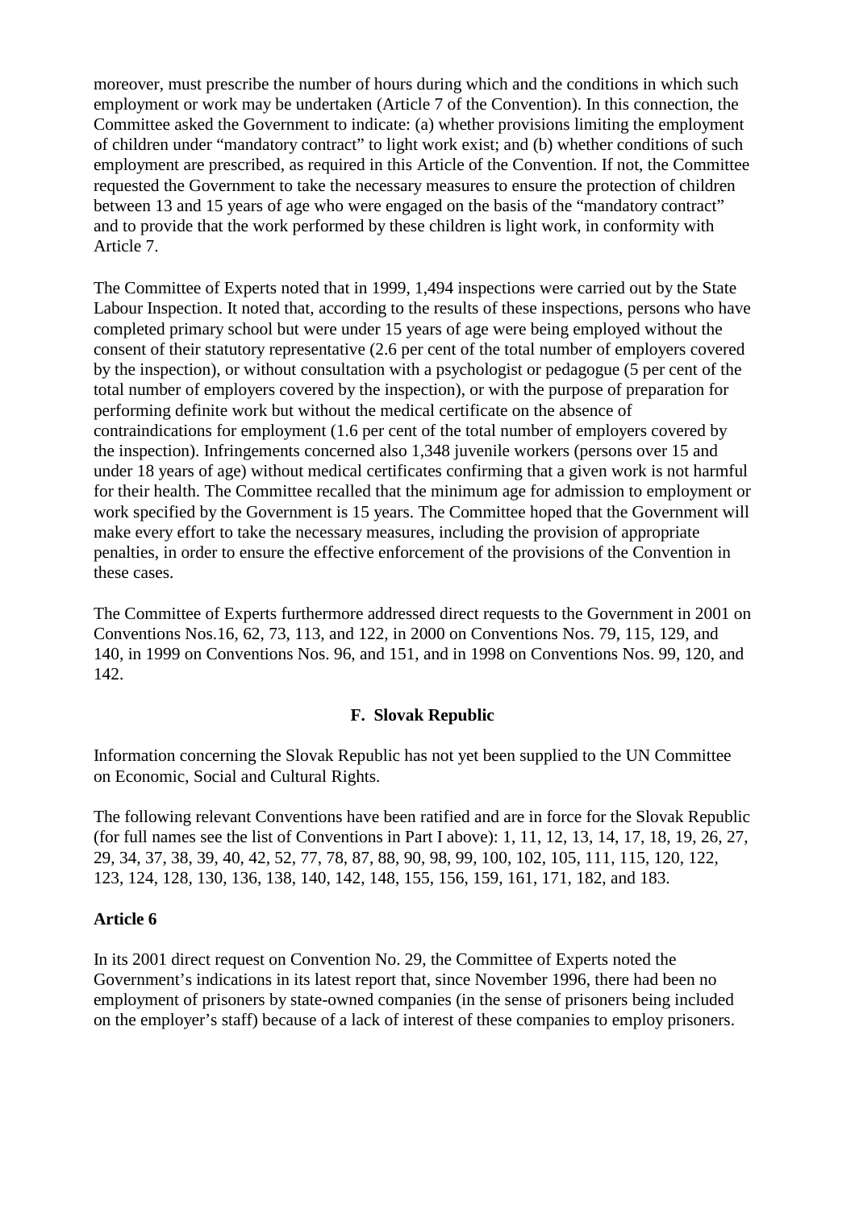moreover, must prescribe the number of hours during which and the conditions in which such employment or work may be undertaken (Article 7 of the Convention). In this connection, the Committee asked the Government to indicate: (a) whether provisions limiting the employment of children under “mandatory contract” to light work exist; and (b) whether conditions of such employment are prescribed, as required in this Article of the Convention. If not, the Committee requested the Government to take the necessary measures to ensure the protection of children between 13 and 15 years of age who were engaged on the basis of the “mandatory contract” and to provide that the work performed by these children is light work, in conformity with Article 7.

The Committee of Experts noted that in 1999, 1,494 inspections were carried out by the State Labour Inspection. It noted that, according to the results of these inspections, persons who have completed primary school but were under 15 years of age were being employed without the consent of their statutory representative (2.6 per cent of the total number of employers covered by the inspection), or without consultation with a psychologist or pedagogue (5 per cent of the total number of employers covered by the inspection), or with the purpose of preparation for performing definite work but without the medical certificate on the absence of contraindications for employment (1.6 per cent of the total number of employers covered by the inspection). Infringements concerned also 1,348 juvenile workers (persons over 15 and under 18 years of age) without medical certificates confirming that a given work is not harmful for their health. The Committee recalled that the minimum age for admission to employment or work specified by the Government is 15 years. The Committee hoped that the Government will make every effort to take the necessary measures, including the provision of appropriate penalties, in order to ensure the effective enforcement of the provisions of the Convention in these cases.

The Committee of Experts furthermore addressed direct requests to the Government in 2001 on Conventions Nos.16, 62, 73, 113, and 122, in 2000 on Conventions Nos. 79, 115, 129, and 140, in 1999 on Conventions Nos. 96, and 151, and in 1998 on Conventions Nos. 99, 120, and 142.

## F. Slovak Republic

Information concerning the Slovak Republic has not yet been supplied to the UN Committee on Economic, Social and Cultural Rights.

The following relevant Conventions have been ratified and are in force for the Slovak Republic (for full names see the list of Conventions in Part I above): 1, 11, 12, 13, 14, 17, 18, 19, 26, 27, 29, 34, 37, 38, 39, 40, 42, 52, 77, 78, 87, 88, 90, 98, 99, 100, 102, 105, 111, 115, 120, 122, 123, 124, 128, 130, 136, 138, 140, 142, 148, 155, 156, 159, 161, 171, 182, and 183.

**Article 6**

In its 2001 direct request on Convention No. 29, the Committee of Experts noted the Government’s indications in its latest report that, since November 1996, there had been no employment of prisoners by state-owned companies (in the sense of prisoners being included on the employer’s staff) because of a lack of interest of these companies to employ prisoners.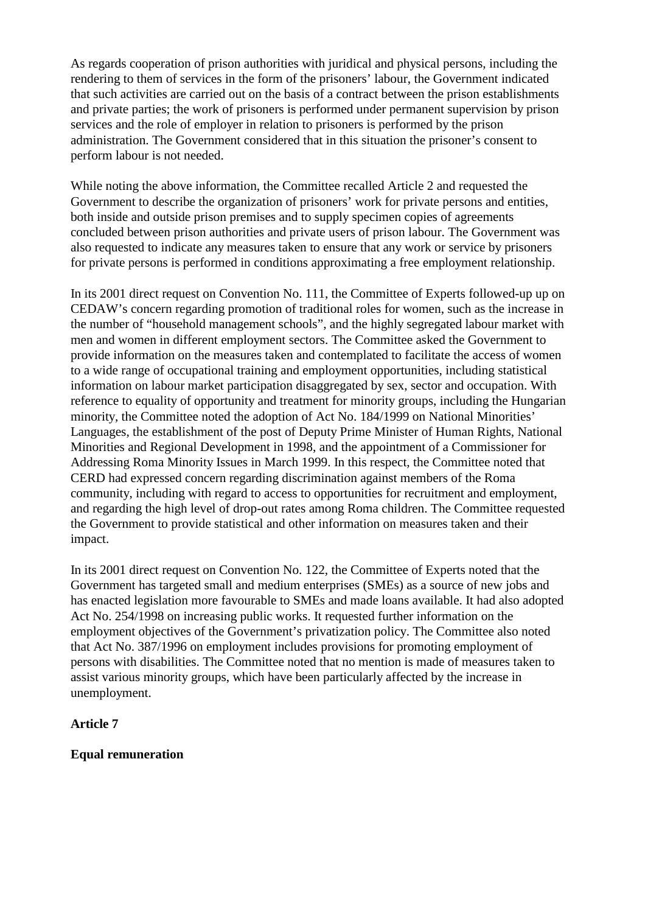As regards cooperation of prison authorities with juridical and physical persons, including the rendering to them of services in the form of the prisoners' labour, the Government indicated that such activities are carried out on the basis of a contract between the prison establishments and private parties; the work of prisoners is performed under permanent supervision by prison services and the role of employer in relation to prisoners is performed by the prison administration. The Government considered that in this situation the prisoner's consent to perform labour is not needed.

While noting the above information, the Committee recalled Article 2 and requested the Government to describe the organization of prisoners' work for private persons and entities, both inside and outside prison premises and to supply specimen copies of agreements concluded between prison authorities and private users of prison labour. The Government was also requested to indicate any measures taken to ensure that any work or service by prisoners for private persons is performed in conditions approximating a free employment relationship.

In its 2001 direct request on Convention No. 111, the Committee of Experts followed-up up on CEDAW's concern regarding promotion of traditional roles for women, such as the increase in the number of "household management schools", and the highly segregated labour market with men and women in different employment sectors. The Committee asked the Government to provide information on the measures taken and contemplated to facilitate the access of women to a wide range of occupational training and employment opportunities, including statistical information on labour market participation disaggregated by sex, sector and occupation. With reference to equality of opportunity and treatment for minority groups, including the Hungarian minority, the Committee noted the adoption of Act No. 184/1999 on National Minorities' Languages, the establishment of the post of Deputy Prime Minister of Human Rights, National Minorities and Regional Development in 1998, and the appointment of a Commissioner for Addressing Roma Minority Issues in March 1999. In this respect, the Committee noted that CERD had expressed concern regarding discrimination against members of the Roma community, including with regard to access to opportunities for recruitment and employment, and regarding the high level of drop-out rates among Roma children. The Committee requested the Government to provide statistical and other information on measures taken and their impact.

In its 2001 direct request on Convention No. 122, the Committee of Experts noted that the Government has targeted small and medium enterprises (SMEs) as a source of new jobs and has enacted legislation more favourable to SMEs and made loans available. It had also adopted Act No. 254/1998 on increasing public works. It requested further information on the employment objectives of the Government's privatization policy. The Committee also noted that Act No. 387/1996 on employment includes provisions for promoting employment of persons with disabilities. The Committee noted that no mention is made of measures taken to assist various minority groups, which have been particularly affected by the increase in unemployment.

**Article 7**

**Equal remuneration**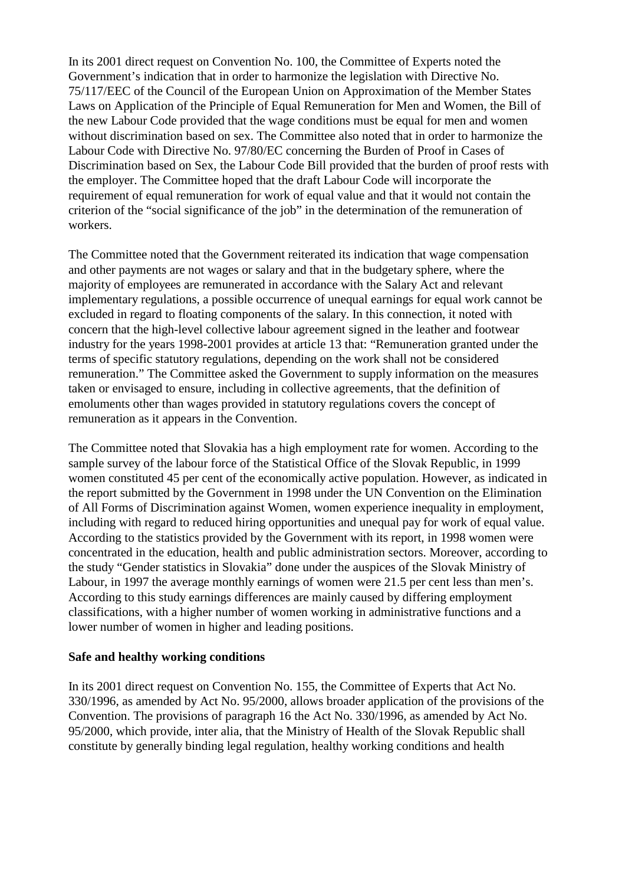In its 2001 direct request on Convention No. 100, the Committee of Experts noted the Government's indication that in order to harmonize the legislation with Directive No. 75/117/EEC of the Council of the European Union on Approximation of the Member States Laws on Application of the Principle of Equal Remuneration for Men and Women, the Bill of the new Labour Code provided that the wage conditions must be equal for men and women without discrimination based on sex. The Committee also noted that in order to harmonize the Labour Code with Directive No. 97/80/EC concerning the Burden of Proof in Cases of Discrimination based on Sex, the Labour Code Bill provided that the burden of proof rests with the employer. The Committee hoped that the draft Labour Code will incorporate the requirement of equal remuneration for work of equal value and that it would not contain the criterion of the "social significance of the job" in the determination of the remuneration of workers.

The Committee noted that the Government reiterated its indication that wage compensation and other payments are not wages or salary and that in the budgetary sphere, where the majority of employees are remunerated in accordance with the Salary Act and relevant implementary regulations, a possible occurrence of unequal earnings for equal work cannot be excluded in regard to floating components of the salary. In this connection, it noted with concern that the high-level collective labour agreement signed in the leather and footwear industry for the years 1998-2001 provides at article 13 that: "Remuneration granted under the terms of specific statutory regulations, depending on the work shall not be considered remuneration." The Committee asked the Government to supply information on the measures taken or envisaged to ensure, including in collective agreements, that the definition of emoluments other than wages provided in statutory regulations covers the concept of remuneration as it appears in the Convention.

The Committee noted that Slovakia has a high employment rate for women. According to the sample survey of the labour force of the Statistical Office of the Slovak Republic, in 1999 women constituted 45 per cent of the economically active population. However, as indicated in the report submitted by the Government in 1998 under the UN Convention on the Elimination of All Forms of Discrimination against Women, women experience inequality in employment, including with regard to reduced hiring opportunities and unequal pay for work of equal value. According to the statistics provided by the Government with its report, in 1998 women were concentrated in the education, health and public administration sectors. Moreover, according to the study "Gender statistics in Slovakia" done under the auspices of the Slovak Ministry of Labour, in 1997 the average monthly earnings of women were 21.5 per cent less than men's. According to this study earnings differences are mainly caused by differing employment classifications, with a higher number of women working in administrative functions and a lower number of women in higher and leading positions.

**Safe and healthy working conditions**

In its 2001 direct request on Convention No. 155, the Committee of Experts that Act No. 330/1996, as amended by Act No. 95/2000, allows broader application of the provisions of the Convention. The provisions of paragraph 16 the Act No. 330/1996, as amended by Act No. 95/2000, which provide, inter alia, that the Ministry of Health of the Slovak Republic shall constitute by generally binding legal regulation, healthy working conditions and health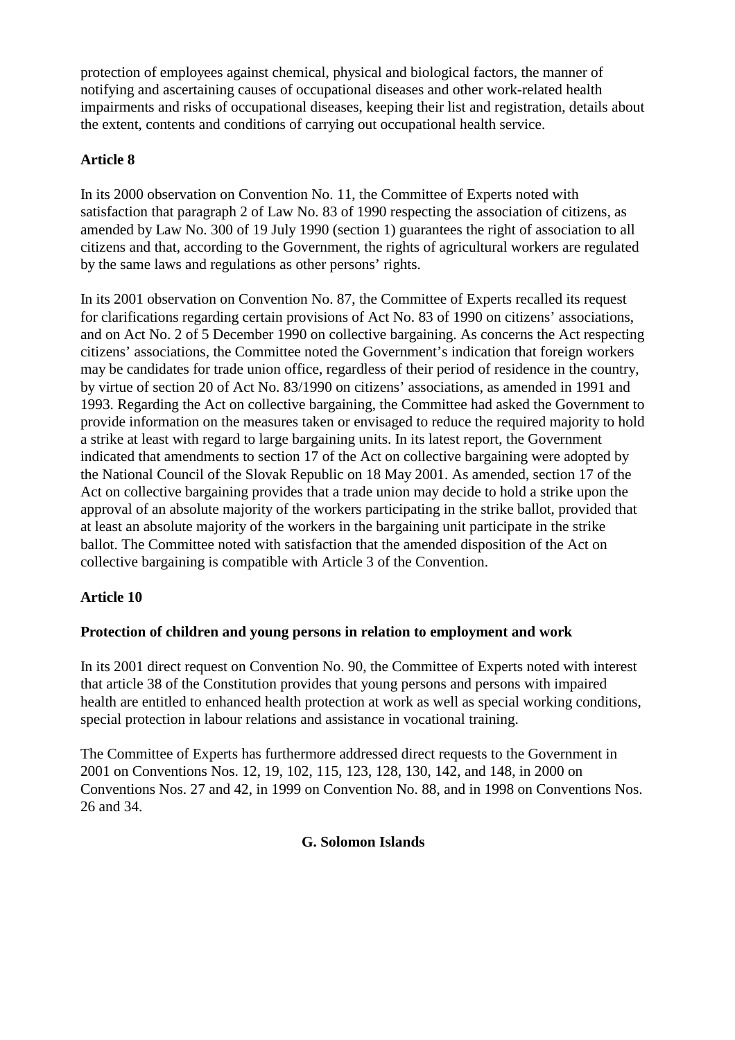protection of employees against chemical, physical and biological factors, the manner of notifying and ascertaining causes of occupational diseases and other work-related health impairments and risks of occupational diseases, keeping their list and registration, details about the extent, contents and conditions of carrying out occupational health service.

### Article 8

In its 2000 observation on Convention No. 11, the Committee of Experts noted with satisfaction that paragraph 2 of Law No. 83 of 1990 respecting the association of citizens, as amended by Law No. 300 of 19 July 1990 (section 1) guarantees the right of association to all citizens and that, according to the Government, the rights of agricultural workers are regulated by the same laws and regulations as other persons' rights.

In its 2001 observation on Convention No. 87, the Committee of Experts recalled its request for clarifications regarding certain provisions of Act No. 83 of 1990 on citizens' associations, and on Act No. 2 of 5 December 1990 on collective bargaining. As concerns the Act respecting citizens' associations, the Committee noted the Government's indication that foreign workers may be candidates for trade union office, regardless of their period of residence in the country, by virtue of section 20 of Act No. 83/1990 on citizens' associations, as amended in 1991 and 1993. Regarding the Act on collective bargaining, the Committee had asked the Government to provide information on the measures taken or envisaged to reduce the required majority to hold a strike at least with regard to large bargaining units. In its latest report, the Government indicated that amendments to section 17 of the Act on collective bargaining were adopted by the National Council of the Slovak Republic on 18 May 2001. As amended, section 17 of the Act on collective bargaining provides that a trade union may decide to hold a strike upon the approval of an absolute majority of the workers participating in the strike ballot, provided that at least an absolute majority of the workers in the bargaining unit participate in the strike ballot. The Committee noted with satisfaction that the amended disposition of the Act on collective bargaining is compatible with Article 3 of the Convention.

### Article 10

#### Protection of children and young persons in relation to employment and work

In its 2001 direct request on Convention No. 90, the Committee of Experts noted with interest that article 38 of the Constitution provides that young persons and persons with impaired health are entitled to enhanced health protection at work as well as special working conditions, special protection in labour relations and assistance in vocational training.

The Committee of Experts has furthermore addressed direct requests to the Government in 2001 on Conventions Nos. 12, 19, 102, 115, 123, 128, 130, 142, and 148, in 2000 on Conventions Nos. 27 and 42, in 1999 on Convention No. 88, and in 1998 on Conventions Nos. 26 and 34.

## G. Solomon Islands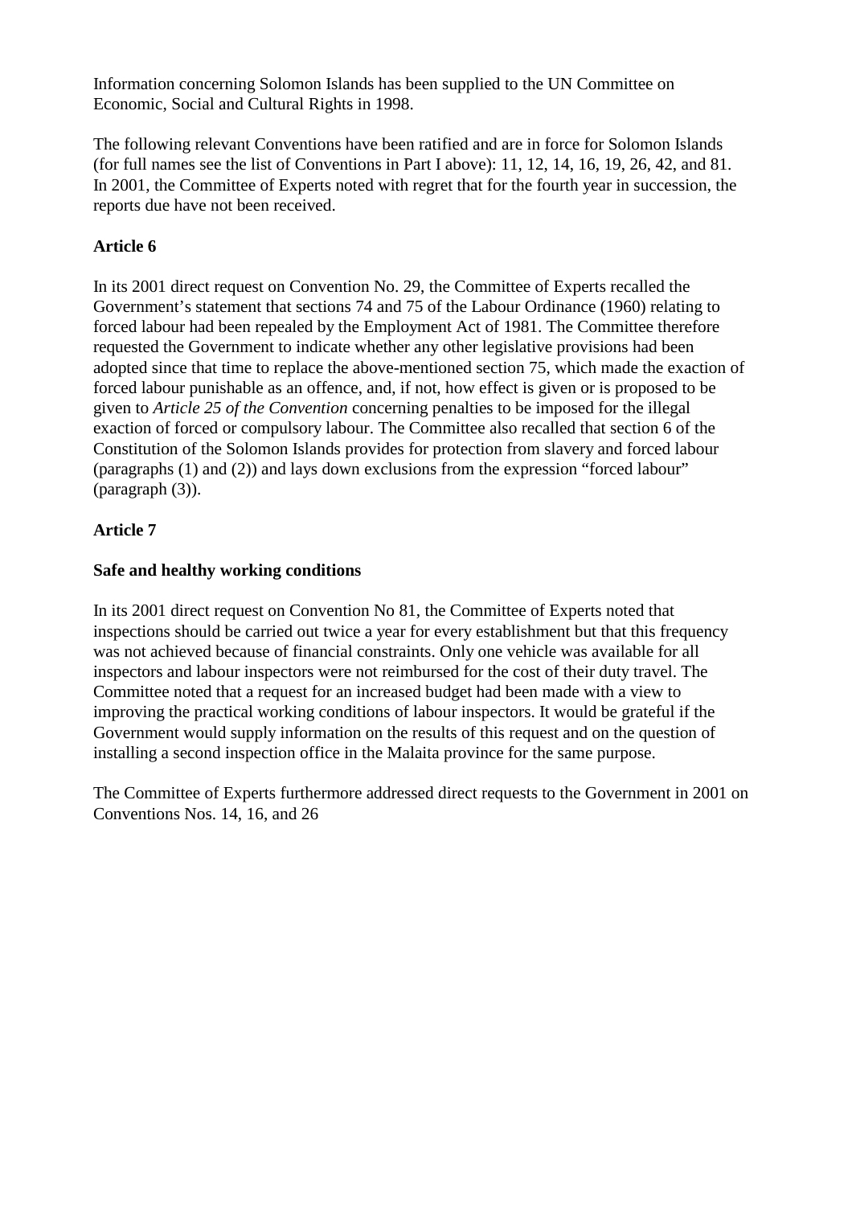Information concerning Solomon Islands has been supplied to the UN Committee on Economic, Social and Cultural Rights in 1998.

The following relevant Conventions have been ratified and are in force for Solomon Islands (for full names see the list of Conventions in Part I above): 11, 12, 14, 16, 19, 26, 42, and 81. In 2001, the Committee of Experts noted with regret that for the fourth year in succession, the reports due have not been received.

**Article 6**

In its 2001 direct request on Convention No. 29, the Committee of Experts recalled the Government's statement that sections 74 and 75 of the Labour Ordinance (1960) relating to forced labour had been repealed by the Employment Act of 1981. The Committee therefore requested the Government to indicate whether any other legislative provisions had been adopted since that time to replace the above-mentioned section 75, which made the exaction of forced labour punishable as an offence, and, if not, how effect is given or is proposed to be given to *Article 25 of the Convention* concerning penalties to be imposed for the illegal exaction of forced or compulsory labour. The Committee also recalled that section 6 of the Constitution of the Solomon Islands provides for protection from slavery and forced labour (paragraphs (1) and (2)) and lays down exclusions from the expression "forced labour" (paragraph (3)).

**Article 7**

**Safe and healthy working conditions**

In its 2001 direct request on Convention No 81, the Committee of Experts noted that inspections should be carried out twice a year for every establishment but that this frequency was not achieved because of financial constraints. Only one vehicle was available for all inspectors and labour inspectors were not reimbursed for the cost of their duty travel. The Committee noted that a request for an increased budget had been made with a view to improving the practical working conditions of labour inspectors. It would be grateful if the Government would supply information on the results of this request and on the question of installing a second inspection office in the Malaita province for the same purpose.

The Committee of Experts furthermore addressed direct requests to the Government in 2001 on Conventions Nos. 14, 16, and 26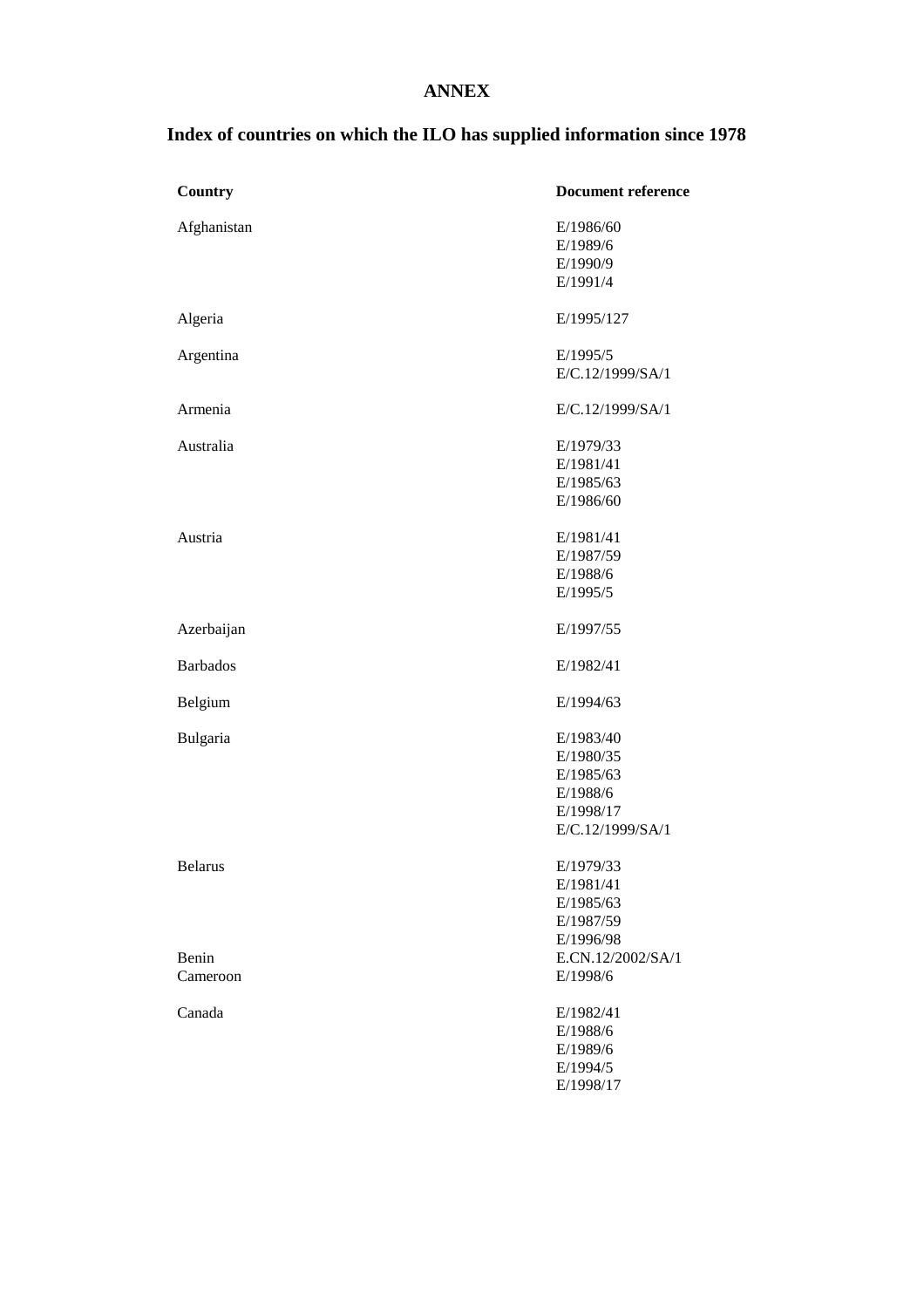**ANNEX**

**Index of countries on which the ILO has supplied information since 1978**

| Country | Document reference |
|---|---|
| Afghanistan | E/1986/60<br>E/1989/6<br>E/1990/9<br>E/1991/4 |
| Algeria | E/1995/127 |
| Argentina | E/1995/5<br>E/C.12/1999/SA/1 |
| Armenia | E/C.12/1999/SA/1 |
| Australia | E/1979/33<br>E/1981/41<br>E/1985/63<br>E/1986/60 |
| Austria | E/1981/41<br>E/1987/59<br>E/1988/6<br>E/1995/5 |
| Azerbaijan | E/1997/55 |
| Barbados | E/1982/41 |
| Belgium | E/1994/63 |
| Bulgaria | E/1983/40<br>E/1980/35<br>E/1985/63<br>E/1988/6<br>E/1998/17<br>E/C.12/1999/SA/1 |
| Belarus | E/1979/33<br>E/1981/41<br>E/1985/63<br>E/1987/59<br>E/1996/98 |
| Benin | E.CN.12/2002/SA/1 |
| Cameroon | E/1998/6 |
| Canada | E/1982/41<br>E/1988/6<br>E/1989/6<br>E/1994/5<br>E/1998/17 |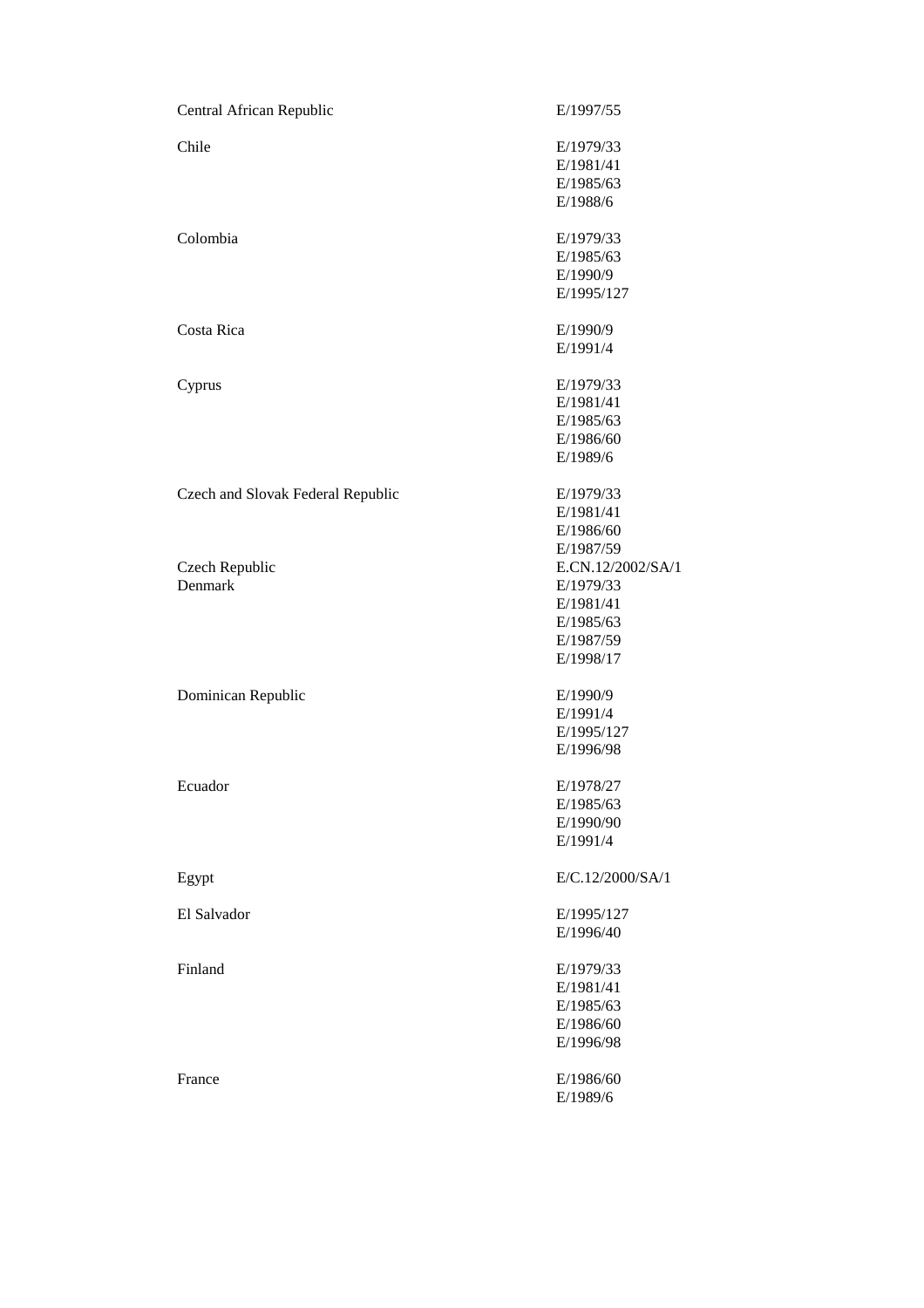| | |
|---|---|
| Central African Republic | E/1997/55 |
| Chile | E/1979/33<br>E/1981/41<br>E/1985/63<br>E/1988/6 |
| Colombia | E/1979/33<br>E/1985/63<br>E/1990/9<br>E/1995/127 |
| Costa Rica | E/1990/9<br>E/1991/4 |
| Cyprus | E/1979/33<br>E/1981/41<br>E/1985/63<br>E/1986/60<br>E/1989/6 |
| Czech and Slovak Federal Republic | E/1979/33<br>E/1981/41<br>E/1986/60<br>E/1987/59 |
| Czech Republic | E.CN.12/2002/SA/1 |
| Denmark | E/1979/33<br>E/1981/41<br>E/1985/63<br>E/1987/59<br>E/1998/17 |
| Dominican Republic | E/1990/9<br>E/1991/4<br>E/1995/127<br>E/1996/98 |
| Ecuador | E/1978/27<br>E/1985/63<br>E/1990/90<br>E/1991/4 |
| Egypt | E/C.12/2000/SA/1 |
| El Salvador | E/1995/127<br>E/1996/40 |
| Finland | E/1979/33<br>E/1981/41<br>E/1985/63<br>E/1986/60<br>E/1996/98 |
| France | E/1986/60<br>E/1989/6 |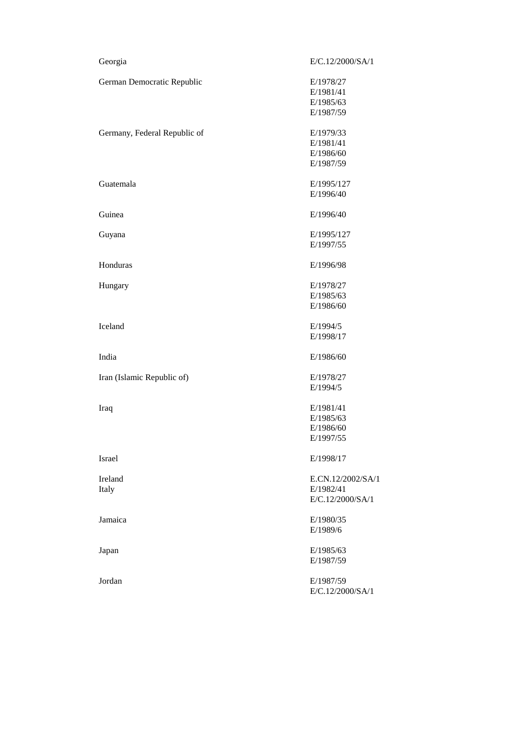| | |
|---|---|
| Georgia | E/C.12/2000/SA/1 |
| German Democratic Republic | E/1978/27<br>E/1981/41<br>E/1985/63<br>E/1987/59 |
| Germany, Federal Republic of | E/1979/33<br>E/1981/41<br>E/1986/60<br>E/1987/59 |
| Guatemala | E/1995/127<br>E/1996/40 |
| Guinea | E/1996/40 |
| Guyana | E/1995/127<br>E/1997/55 |
| Honduras | E/1996/98 |
| Hungary | E/1978/27<br>E/1985/63<br>E/1986/60 |
| Iceland | E/1994/5<br>E/1998/17 |
| India | E/1986/60 |
| Iran (Islamic Republic of) | E/1978/27<br>E/1994/5 |
| Iraq | E/1981/41<br>E/1985/63<br>E/1986/60<br>E/1997/55 |
| Israel | E/1998/17 |
| Ireland | E.CN.12/2002/SA/1 |
| Italy | E/1982/41<br>E/C.12/2000/SA/1 |
| Jamaica | E/1980/35<br>E/1989/6 |
| Japan | E/1985/63<br>E/1987/59 |
| Jordan | E/1987/59<br>E/C.12/2000/SA/1 |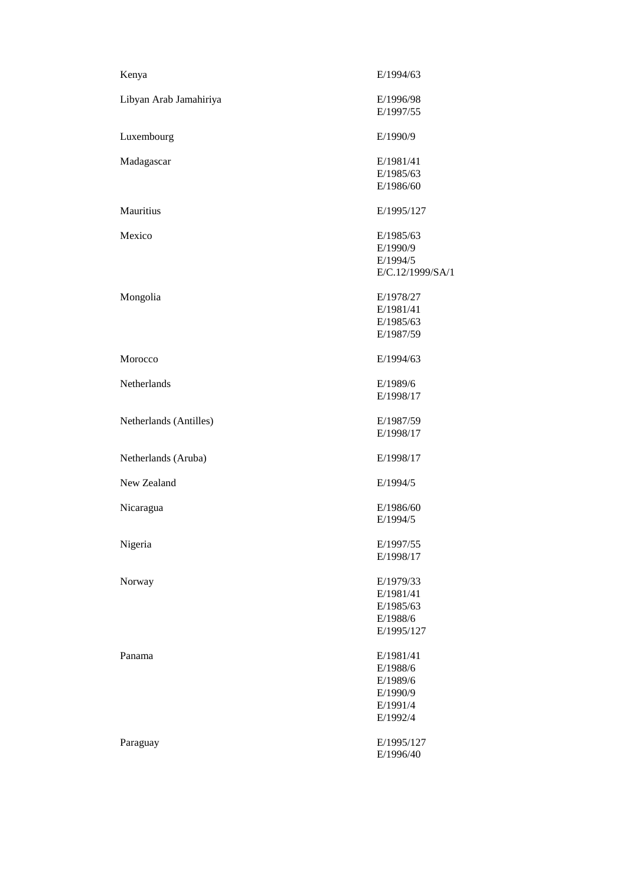| | |
|---|---|
| Kenya | E/1994/63 |
| Libyan Arab Jamahiriya | E/1996/98<br>E/1997/55 |
| Luxembourg | E/1990/9 |
| Madagascar | E/1981/41<br>E/1985/63<br>E/1986/60 |
| Mauritius | E/1995/127 |
| Mexico | E/1985/63<br>E/1990/9<br>E/1994/5<br>E/C.12/1999/SA/1 |
| Mongolia | E/1978/27<br>E/1981/41<br>E/1985/63<br>E/1987/59 |
| Morocco | E/1994/63 |
| Netherlands | E/1989/6<br>E/1998/17 |
| Netherlands (Antilles) | E/1987/59<br>E/1998/17 |
| Netherlands (Aruba) | E/1998/17 |
| New Zealand | E/1994/5 |
| Nicaragua | E/1986/60<br>E/1994/5 |
| Nigeria | E/1997/55<br>E/1998/17 |
| Norway | E/1979/33<br>E/1981/41<br>E/1985/63<br>E/1988/6<br>E/1995/127 |
| Panama | E/1981/41<br>E/1988/6<br>E/1989/6<br>E/1990/9<br>E/1991/4<br>E/1992/4 |
| Paraguay | E/1995/127<br>E/1996/40 |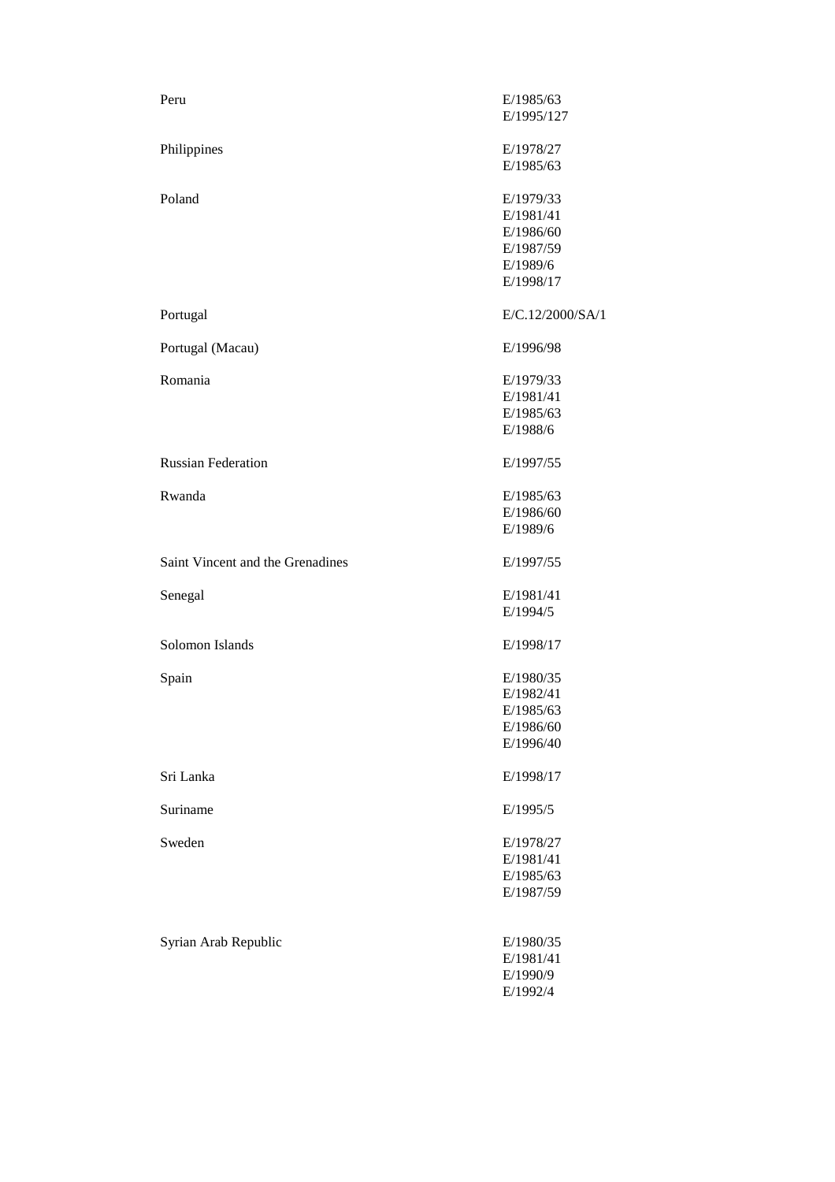| | |
|---|---|
| Peru | E/1985/63<br>E/1995/127 |
| Philippines | E/1978/27<br>E/1985/63 |
| Poland | E/1979/33<br>E/1981/41<br>E/1986/60<br>E/1987/59<br>E/1989/6<br>E/1998/17 |
| Portugal | E/C.12/2000/SA/1 |
| Portugal (Macau) | E/1996/98 |
| Romania | E/1979/33<br>E/1981/41<br>E/1985/63<br>E/1988/6 |
| Russian Federation | E/1997/55 |
| Rwanda | E/1985/63<br>E/1986/60<br>E/1989/6 |
| Saint Vincent and the Grenadines | E/1997/55 |
| Senegal | E/1981/41<br>E/1994/5 |
| Solomon Islands | E/1998/17 |
| Spain | E/1980/35<br>E/1982/41<br>E/1985/63<br>E/1986/60<br>E/1996/40 |
| Sri Lanka | E/1998/17 |
| Suriname | E/1995/5 |
| Sweden | E/1978/27<br>E/1981/41<br>E/1985/63<br>E/1987/59 |
| Syrian Arab Republic | E/1980/35<br>E/1981/41<br>E/1990/9<br>E/1992/4 |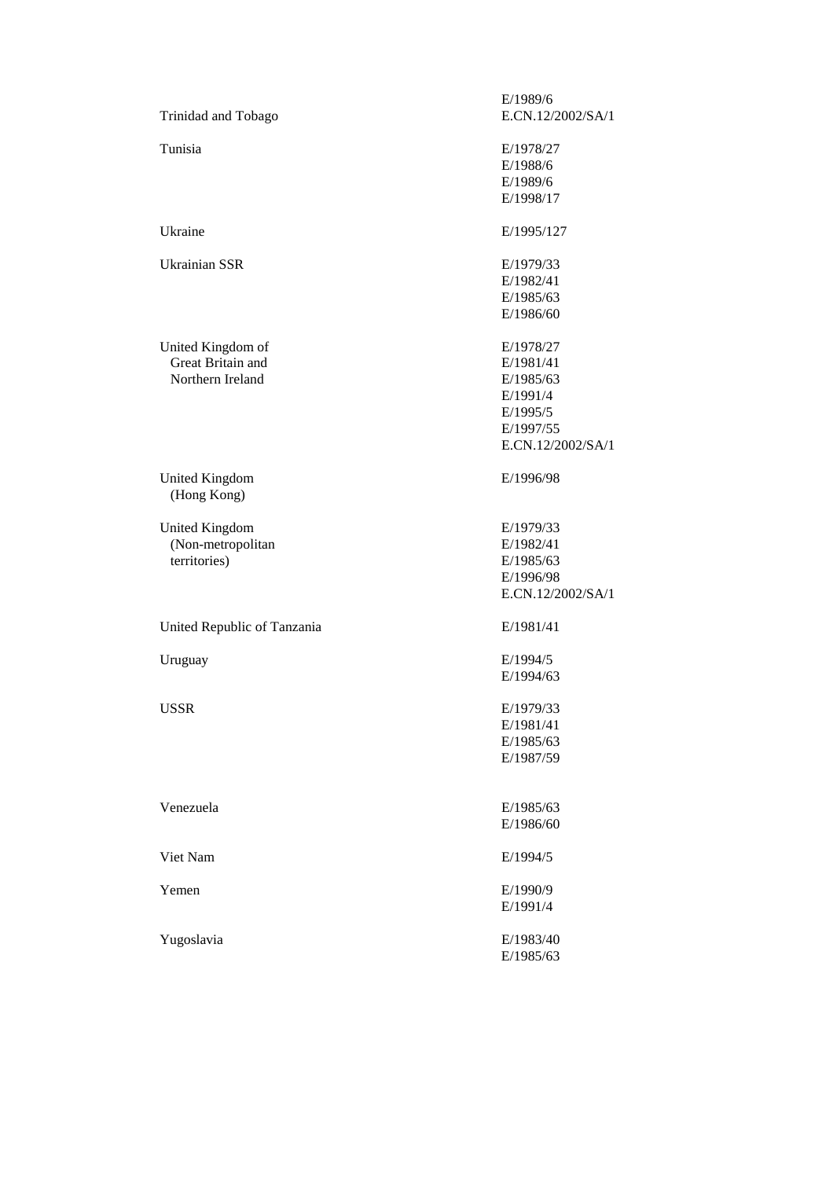| | |
|---|---|
| Trinidad and Tobago | E/1989/6<br>E.CN.12/2002/SA/1 |
| Tunisia | E/1978/27<br>E/1988/6<br>E/1989/6<br>E/1998/17 |
| Ukraine | E/1995/127 |
| Ukrainian SSR | E/1979/33<br>E/1982/41<br>E/1985/63<br>E/1986/60 |
| United Kingdom of Great Britain and Northern Ireland | E/1978/27<br>E/1981/41<br>E/1985/63<br>E/1991/4<br>E/1995/5<br>E/1997/55<br>E.CN.12/2002/SA/1 |
| United Kingdom (Hong Kong) | E/1996/98 |
| United Kingdom (Non-metropolitan territories) | E/1979/33<br>E/1982/41<br>E/1985/63<br>E/1996/98<br>E.CN.12/2002/SA/1 |
| United Republic of Tanzania | E/1981/41 |
| Uruguay | E/1994/5<br>E/1994/63 |
| USSR | E/1979/33<br>E/1981/41<br>E/1985/63<br>E/1987/59 |
| Venezuela | E/1985/63<br>E/1986/60 |
| Viet Nam | E/1994/5 |
| Yemen | E/1990/9<br>E/1991/4 |
| Yugoslavia | E/1983/40<br>E/1985/63 |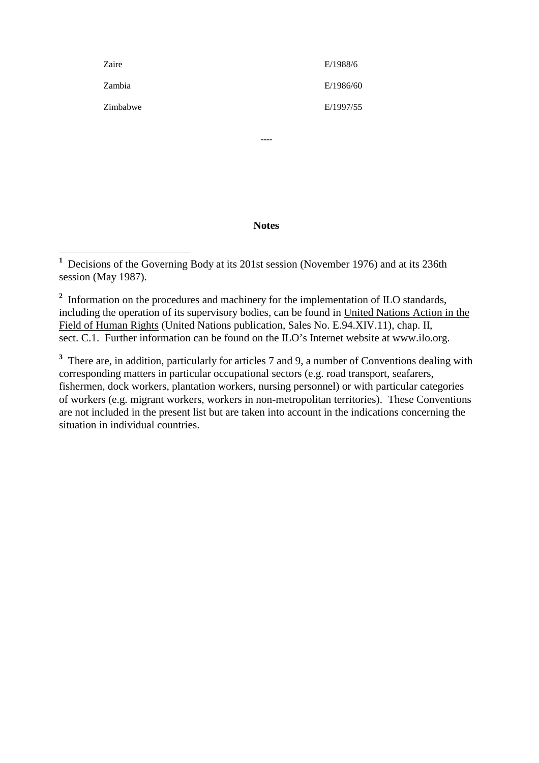| | |
|---|---|
| Zaire | E/1988/6 |
| Zambia | E/1986/60 |
| Zimbabwe | E/1997/55 |

----

## Notes

[1] Decisions of the Governing Body at its 201st session (November 1976) and at its 236th session (May 1987).

[2] Information on the procedures and machinery for the implementation of ILO standards, including the operation of its supervisory bodies, can be found in United Nations Action in the Field of Human Rights (United Nations publication, Sales No. E.94.XIV.11), chap. II, sect. C.1. Further information can be found on the ILO's Internet website at www.ilo.org.

[3] There are, in addition, particularly for articles 7 and 9, a number of Conventions dealing with corresponding matters in particular occupational sectors (e.g. road transport, seafarers, fishermen, dock workers, plantation workers, nursing personnel) or with particular categories of workers (e.g. migrant workers, workers in non-metropolitan territories). These Conventions are not included in the present list but are taken into account in the indications concerning the situation in individual countries.